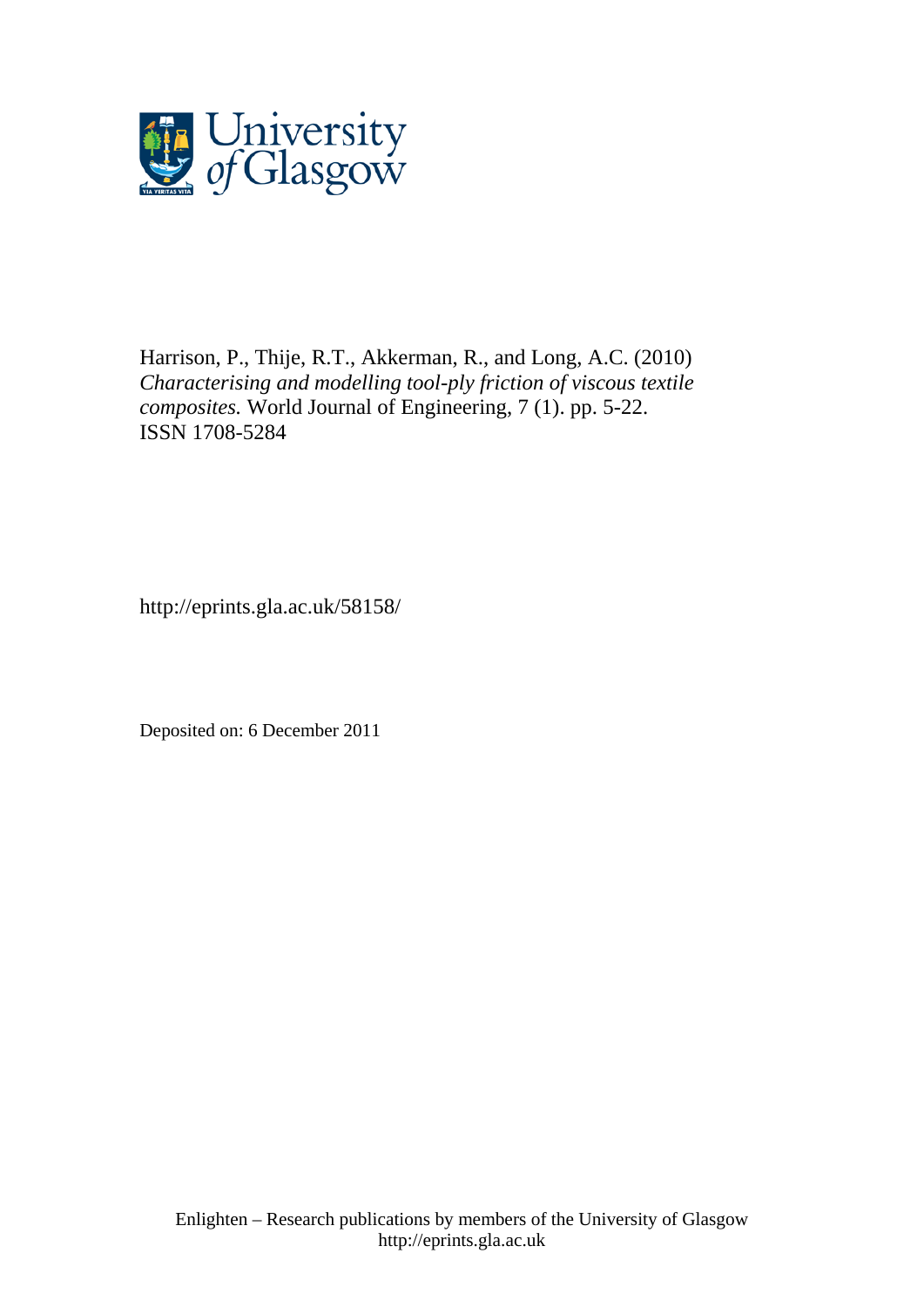Harrison, P., Thije, R.T., Akkerman, R., and Long, A.C. (2010) *Characterising and modelling tool-ply friction of viscous textile composites.* World Journal of Engineering, 7 (1). pp. 5-22. ISSN 1708-5284

http://eprints.gla.ac.uk/58158/

Deposited on: 6 December 2011

Enlighten – Research publications by members of the University of Glasgow
http://eprints.gla.ac.uk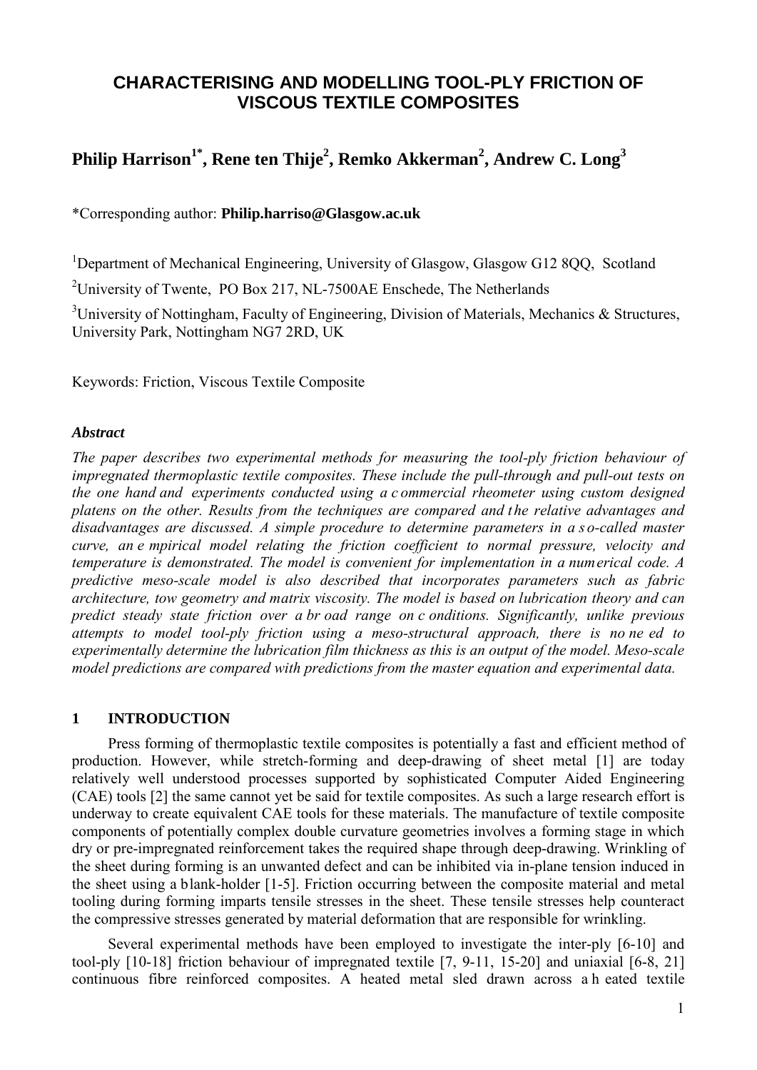# CHARACTERISING AND MODELLING TOOL-PLY FRICTION OF VISCOUS TEXTILE COMPOSITES

## Philip Harrison[1*], Rene ten Thije[2], Remko Akkerman[2], Andrew C. Long[3]

*Corresponding author: **Philip.harriso@Glasgow.ac.uk**

[1]Department of Mechanical Engineering, University of Glasgow, Glasgow G12 8QQ, Scotland

[2]University of Twente, PO Box 217, NL-7500AE Enschede, The Netherlands

[3]University of Nottingham, Faculty of Engineering, Division of Materials, Mechanics & Structures, University Park, Nottingham NG7 2RD, UK

Keywords: Friction, Viscous Textile Composite

### *Abstract*

*The paper describes two experimental methods for measuring the tool-ply friction behaviour of impregnated thermoplastic textile composites. These include the pull-through and pull-out tests on the one hand and experiments conducted using a commercial rheometer using custom designed platens on the other. Results from the techniques are compared and the relative advantages and disadvantages are discussed. A simple procedure to determine parameters in a so-called master curve, an empirical model relating the friction coefficient to normal pressure, velocity and temperature is demonstrated. The model is convenient for implementation in a numerical code. A predictive meso-scale model is also described that incorporates parameters such as fabric architecture, tow geometry and matrix viscosity. The model is based on lubrication theory and can predict steady state friction over a broad range on conditions. Significantly, unlike previous attempts to model tool-ply friction using a meso-structural approach, there is no need to experimentally determine the lubrication film thickness as this is an output of the model. Meso-scale model predictions are compared with predictions from the master equation and experimental data.*

## 1 INTRODUCTION

Press forming of thermoplastic textile composites is potentially a fast and efficient method of production. However, while stretch-forming and deep-drawing of sheet metal [1] are today relatively well understood processes supported by sophisticated Computer Aided Engineering (CAE) tools [2] the same cannot yet be said for textile composites. As such a large research effort is underway to create equivalent CAE tools for these materials. The manufacture of textile composite components of potentially complex double curvature geometries involves a forming stage in which dry or pre-impregnated reinforcement takes the required shape through deep-drawing. Wrinkling of the sheet during forming is an unwanted defect and can be inhibited via in-plane tension induced in the sheet using a blank-holder [1-5]. Friction occurring between the composite material and metal tooling during forming imparts tensile stresses in the sheet. These tensile stresses help counteract the compressive stresses generated by material deformation that are responsible for wrinkling.

Several experimental methods have been employed to investigate the inter-ply [6-10] and tool-ply [10-18] friction behaviour of impregnated textile [7, 9-11, 15-20] and uniaxial [6-8, 21] continuous fibre reinforced composites. A heated metal sled drawn across a heated textile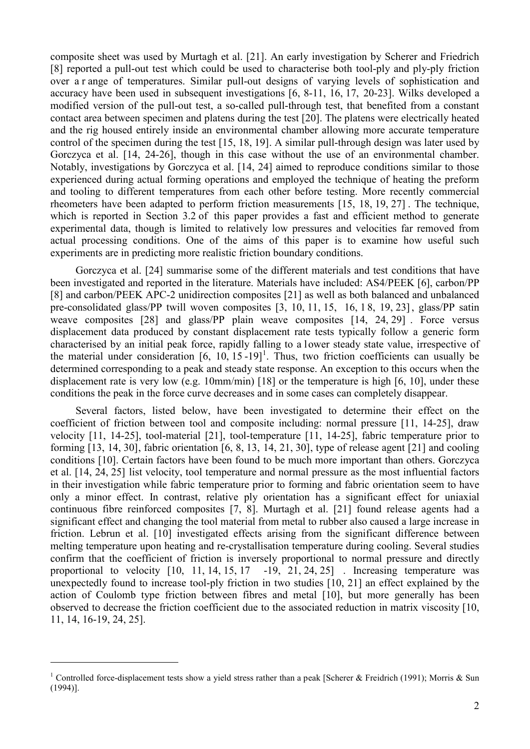composite sheet was used by Murtagh et al. [21]. An early investigation by Scherer and Friedrich [8] reported a pull-out test which could be used to characterise both tool-ply and ply-ply friction over a range of temperatures. Similar pull-out designs of varying levels of sophistication and accuracy have been used in subsequent investigations [6, 8-11, 16, 17, 20-23]. Wilks developed a modified version of the pull-out test, a so-called pull-through test, that benefited from a constant contact area between specimen and platens during the test [20]. The platens were electrically heated and the rig housed entirely inside an environmental chamber allowing more accurate temperature control of the specimen during the test [15, 18, 19]. A similar pull-through design was later used by Gorczyca et al. [14, 24-26], though in this case without the use of an environmental chamber. Notably, investigations by Gorczyca et al. [14, 24] aimed to reproduce conditions similar to those experienced during actual forming operations and employed the technique of heating the preform and tooling to different temperatures from each other before testing. More recently commercial rheometers have been adapted to perform friction measurements [15, 18, 19, 27]. The technique, which is reported in Section 3.2 of this paper provides a fast and efficient method to generate experimental data, though is limited to relatively low pressures and velocities far removed from actual processing conditions. One of the aims of this paper is to examine how useful such experiments are in predicting more realistic friction boundary conditions.

Gorczyca et al. [24] summarise some of the different materials and test conditions that have been investigated and reported in the literature. Materials have included: AS4/PEEK [6], carbon/PP [8] and carbon/PEEK APC-2 unidirection composites [21] as well as both balanced and unbalanced pre-consolidated glass/PP twill woven composites [3, 10, 11, 15, 16, 18, 19, 23], glass/PP satin weave composites [28] and glass/PP plain weave composites [14, 24, 29]. Force versus displacement data produced by constant displacement rate tests typically follow a generic form characterised by an initial peak force, rapidly falling to a lower steady state value, irrespective of the material under consideration [6, 10, 15-19][1]. Thus, two friction coefficients can usually be determined corresponding to a peak and steady state response. An exception to this occurs when the displacement rate is very low (e.g. 10mm/min) [18] or the temperature is high [6, 10], under these conditions the peak in the force curve decreases and in some cases can completely disappear.

Several factors, listed below, have been investigated to determine their effect on the coefficient of friction between tool and composite including: normal pressure [11, 14-25], draw velocity [11, 14-25], tool-material [21], tool-temperature [11, 14-25], fabric temperature prior to forming [13, 14, 30], fabric orientation [6, 8, 13, 14, 21, 30], type of release agent [21] and cooling conditions [10]. Certain factors have been found to be much more important than others. Gorczyca et al. [14, 24, 25] list velocity, tool temperature and normal pressure as the most influential factors in their investigation while fabric temperature prior to forming and fabric orientation seem to have only a minor effect. In contrast, relative ply orientation has a significant effect for uniaxial continuous fibre reinforced composites [7, 8]. Murtagh et al. [21] found release agents had a significant effect and changing the tool material from metal to rubber also caused a large increase in friction. Lebrun et al. [10] investigated effects arising from the significant difference between melting temperature upon heating and re-crystallisation temperature during cooling. Several studies confirm that the coefficient of friction is inversely proportional to normal pressure and directly proportional to velocity [10, 11, 14, 15, 17-19, 21, 24, 25]. Increasing temperature was unexpectedly found to increase tool-ply friction in two studies [10, 21] an effect explained by the action of Coulomb type friction between fibres and metal [10], but more generally has been observed to decrease the friction coefficient due to the associated reduction in matrix viscosity [10, 11, 14, 16-19, 24, 25].

[1] Controlled force-displacement tests show a yield stress rather than a peak [Scherer & Freidrich (1991); Morris & Sun (1994)].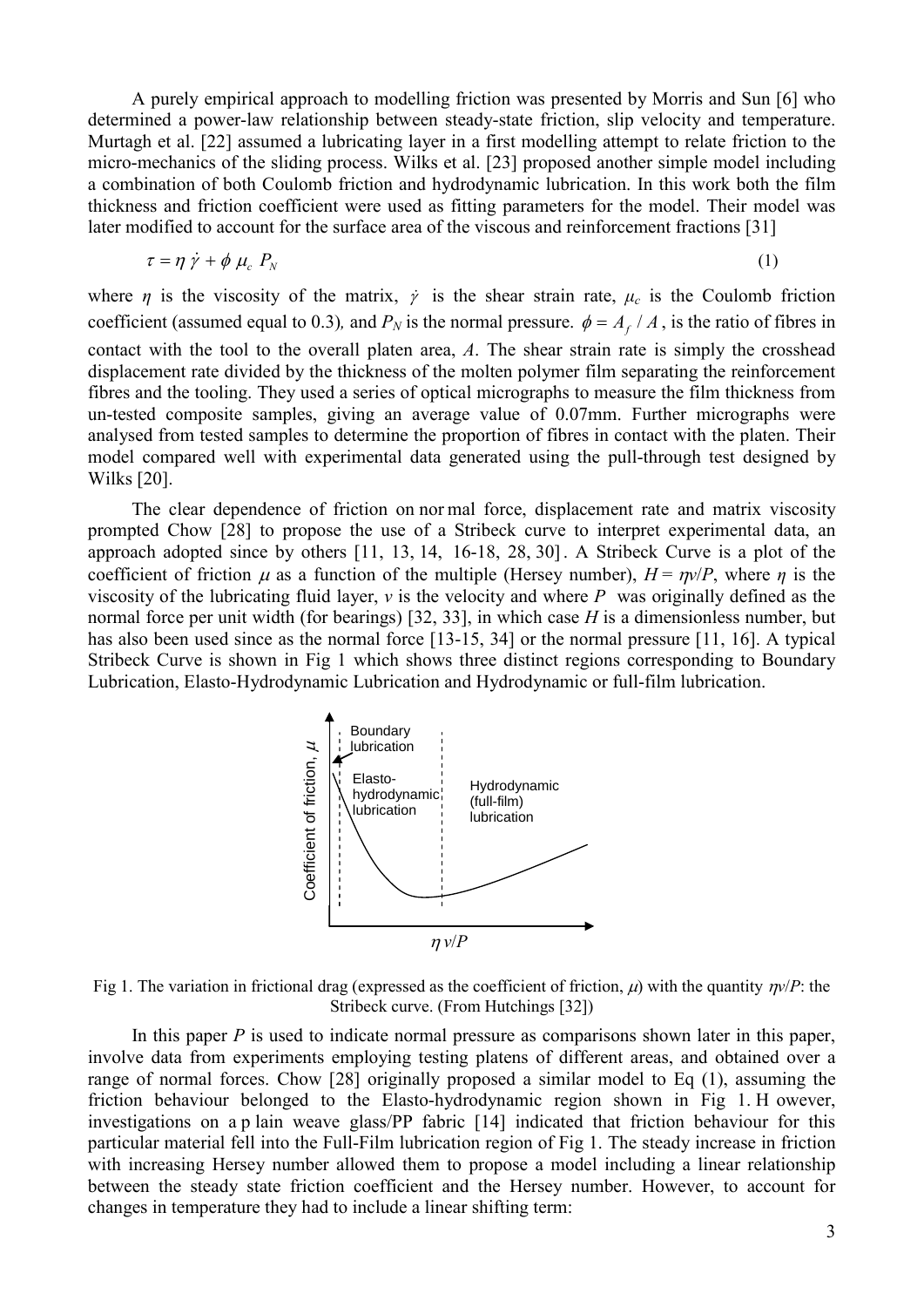A purely empirical approach to modelling friction was presented by Morris and Sun [6] who determined a power-law relationship between steady-state friction, slip velocity and temperature. Murtagh et al. [22] assumed a lubricating layer in a first modelling attempt to relate friction to the micro-mechanics of the sliding process. Wilks et al. [23] proposed another simple model including a combination of both Coulomb friction and hydrodynamic lubrication. In this work both the film thickness and friction coefficient were used as fitting parameters for the model. Their model was later modified to account for the surface area of the viscous and reinforcement fractions [31]

$$\tau = \eta \dot{\gamma} + \phi \mu_c P_N \tag{1}$$

where $\eta$ is the viscosity of the matrix, $\dot{\gamma}$ is the shear strain rate, $\mu_c$ is the Coulomb friction coefficient (assumed equal to 0.3), and $P_N$ is the normal pressure. $\phi = A_f / A$, is the ratio of fibres in contact with the tool to the overall platen area, $A$. The shear strain rate is simply the crosshead displacement rate divided by the thickness of the molten polymer film separating the reinforcement fibres and the tooling. They used a series of optical micrographs to measure the film thickness from un-tested composite samples, giving an average value of 0.07mm. Further micrographs were analysed from tested samples to determine the proportion of fibres in contact with the platen. Their model compared well with experimental data generated using the pull-through test designed by Wilks [20].

The clear dependence of friction on normal force, displacement rate and matrix viscosity prompted Chow [28] to propose the use of a Stribeck curve to interpret experimental data, an approach adopted since by others [11, 13, 14, 16-18, 28, 30]. A Stribeck Curve is a plot of the coefficient of friction $\mu$ as a function of the multiple (Hersey number), $H = \eta v/P$, where $\eta$ is the viscosity of the lubricating fluid layer, $v$ is the velocity and where $P$ was originally defined as the normal force per unit width (for bearings) [32, 33], in which case $H$ is a dimensionless number, but has also been used since as the normal force [13-15, 34] or the normal pressure [11, 16]. A typical Stribeck Curve is shown in Fig 1 which shows three distinct regions corresponding to Boundary Lubrication, Elasto-Hydrodynamic Lubrication and Hydrodynamic or full-film lubrication.

Fig 1. The variation in frictional drag (expressed as the coefficient of friction, $\mu$) with the quantity $\eta v/P$: the Stribeck curve. (From Hutchings [32])

In this paper $P$ is used to indicate normal pressure as comparisons shown later in this paper, involve data from experiments employing testing platens of different areas, and obtained over a range of normal forces. Chow [28] originally proposed a similar model to Eq (1), assuming the friction behaviour belonged to the Elasto-hydrodynamic region shown in Fig 1. However, investigations on a plain weave glass/PP fabric [14] indicated that friction behaviour for this particular material fell into the Full-Film lubrication region of Fig 1. The steady increase in friction with increasing Hersey number allowed them to propose a model including a linear relationship between the steady state friction coefficient and the Hersey number. However, to account for changes in temperature they had to include a linear shifting term: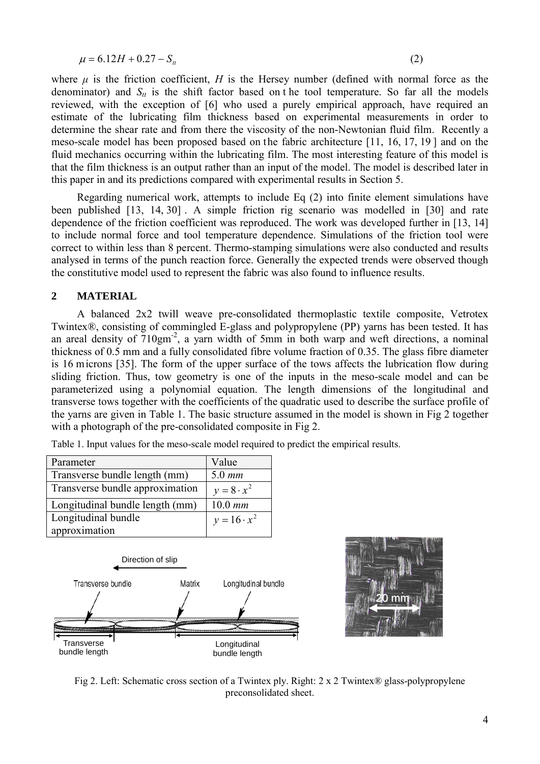$$\mu = 6.12H + 0.27 - S_{tt} \tag{2}$$

where $\mu$ is the friction coefficient, $H$ is the Hersey number (defined with normal force as the denominator) and $S_{tt}$ is the shift factor based on the tool temperature. So far all the models reviewed, with the exception of [6] who used a purely empirical approach, have required an estimate of the lubricating film thickness based on experimental measurements in order to determine the shear rate and from there the viscosity of the non-Newtonian fluid film. Recently a meso-scale model has been proposed based on the fabric architecture [11, 16, 17, 19 ] and on the fluid mechanics occurring within the lubricating film. The most interesting feature of this model is that the film thickness is an output rather than an input of the model. The model is described later in this paper in and its predictions compared with experimental results in Section 5.

Regarding numerical work, attempts to include Eq (2) into finite element simulations have been published [13, 14, 30] . A simple friction rig scenario was modelled in [30] and rate dependence of the friction coefficient was reproduced. The work was developed further in [13, 14] to include normal force and tool temperature dependence. Simulations of the friction tool were correct to within less than 8 percent. Thermo-stamping simulations were also conducted and results analysed in terms of the punch reaction force. Generally the expected trends were observed though the constitutive model used to represent the fabric was also found to influence results.

## 2 MATERIAL

A balanced 2x2 twill weave pre-consolidated thermoplastic textile composite, Vetrotex Twintex®, consisting of commingled E-glass and polypropylene (PP) yarns has been tested. It has an areal density of 710gm$^{-2}$, a yarn width of 5mm in both warp and weft directions, a nominal thickness of 0.5 mm and a fully consolidated fibre volume fraction of 0.35. The glass fibre diameter is 16 microns [35]. The form of the upper surface of the tows affects the lubrication flow during sliding friction. Thus, tow geometry is one of the inputs in the meso-scale model and can be parameterized using a polynomial equation. The length dimensions of the longitudinal and transverse tows together with the coefficients of the quadratic used to describe the surface profile of the yarns are given in Table 1. The basic structure assumed in the model is shown in Fig 2 together with a photograph of the pre-consolidated composite in Fig 2.

Table 1. Input values for the meso-scale model required to predict the empirical results.

| Parameter | Value |
|---|---|
| Transverse bundle length (mm) | 5.0 *mm* |
| Transverse bundle approximation | $y = 8 \cdot x^2$ |
| Longitudinal bundle length (mm) | 10.0 *mm* |
| Longitudinal bundle approximation | $y = 16 \cdot x^2$ |

Fig 2. Left: Schematic cross section of a Twintex ply. Right: 2 x 2 Twintex® glass-polypropylene preconsolidated sheet.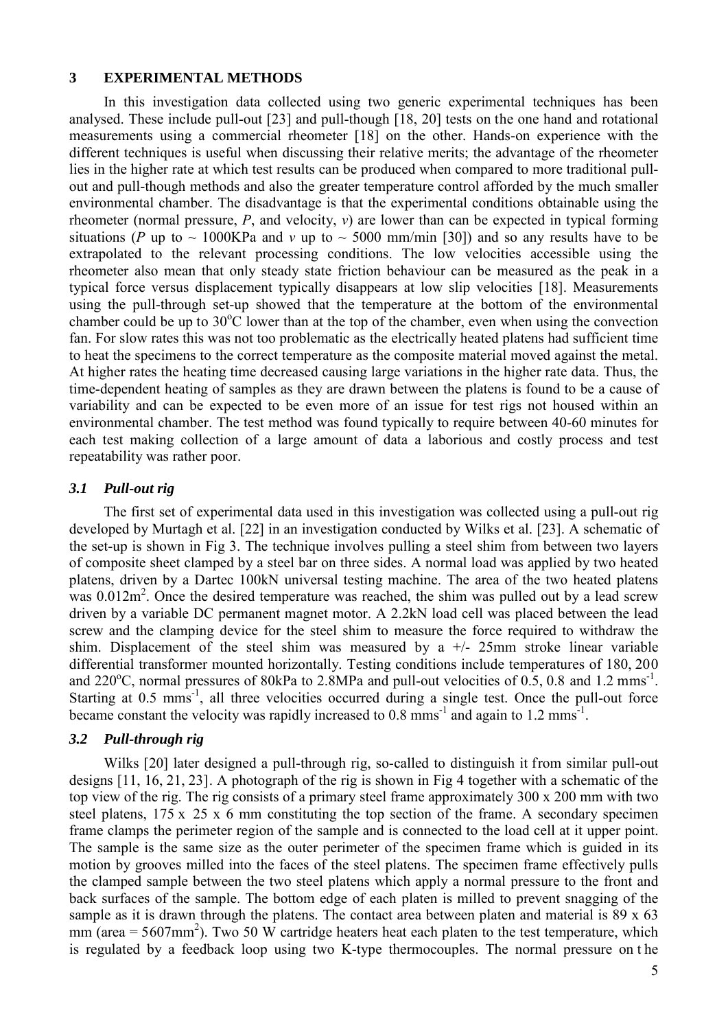## 3 EXPERIMENTAL METHODS

In this investigation data collected using two generic experimental techniques has been analysed. These include pull-out [23] and pull-though [18, 20] tests on the one hand and rotational measurements using a commercial rheometer [18] on the other. Hands-on experience with the different techniques is useful when discussing their relative merits; the advantage of the rheometer lies in the higher rate at which test results can be produced when compared to more traditional pull-out and pull-though methods and also the greater temperature control afforded by the much smaller environmental chamber. The disadvantage is that the experimental conditions obtainable using the rheometer (normal pressure, $P$, and velocity, $v$) are lower than can be expected in typical forming situations ($P$ up to ~ 1000KPa and $v$ up to ~ 5000 mm/min [30]) and so any results have to be extrapolated to the relevant processing conditions. The low velocities accessible using the rheometer also mean that only steady state friction behaviour can be measured as the peak in a typical force versus displacement typically disappears at low slip velocities [18]. Measurements using the pull-through set-up showed that the temperature at the bottom of the environmental chamber could be up to 30°C lower than at the top of the chamber, even when using the convection fan. For slow rates this was not too problematic as the electrically heated platens had sufficient time to heat the specimens to the correct temperature as the composite material moved against the metal. At higher rates the heating time decreased causing large variations in the higher rate data. Thus, the time-dependent heating of samples as they are drawn between the platens is found to be a cause of variability and can be expected to be even more of an issue for test rigs not housed within an environmental chamber. The test method was found typically to require between 40-60 minutes for each test making collection of a large amount of data a laborious and costly process and test repeatability was rather poor.

### *3.1 Pull-out rig*

The first set of experimental data used in this investigation was collected using a pull-out rig developed by Murtagh et al. [22] in an investigation conducted by Wilks et al. [23]. A schematic of the set-up is shown in Fig 3. The technique involves pulling a steel shim from between two layers of composite sheet clamped by a steel bar on three sides. A normal load was applied by two heated platens, driven by a Dartec 100kN universal testing machine. The area of the two heated platens was $0.012\text{m}^2$. Once the desired temperature was reached, the shim was pulled out by a lead screw driven by a variable DC permanent magnet motor. A 2.2kN load cell was placed between the lead screw and the clamping device for the steel shim to measure the force required to withdraw the shim. Displacement of the steel shim was measured by a +/- 25mm stroke linear variable differential transformer mounted horizontally. Testing conditions include temperatures of 180, 200 and 220°C, normal pressures of 80kPa to 2.8MPa and pull-out velocities of 0.5, 0.8 and 1.2 $\text{mms}^{-1}$. Starting at 0.5 $\text{mms}^{-1}$, all three velocities occurred during a single test. Once the pull-out force became constant the velocity was rapidly increased to 0.8 $\text{mms}^{-1}$ and again to 1.2 $\text{mms}^{-1}$.

### *3.2 Pull-through rig*

Wilks [20] later designed a pull-through rig, so-called to distinguish it from similar pull-out designs [11, 16, 21, 23]. A photograph of the rig is shown in Fig 4 together with a schematic of the top view of the rig. The rig consists of a primary steel frame approximately 300 x 200 mm with two steel platens, 175 x 25 x 6 mm constituting the top section of the frame. A secondary specimen frame clamps the perimeter region of the sample and is connected to the load cell at it upper point. The sample is the same size as the outer perimeter of the specimen frame which is guided in its motion by grooves milled into the faces of the steel platens. The specimen frame effectively pulls the clamped sample between the two steel platens which apply a normal pressure to the front and back surfaces of the sample. The bottom edge of each platen is milled to prevent snagging of the sample as it is drawn through the platens. The contact area between platen and material is 89 x 63 mm (area = $5607\text{mm}^2$). Two 50 W cartridge heaters heat each platen to the test temperature, which is regulated by a feedback loop using two K-type thermocouples. The normal pressure on the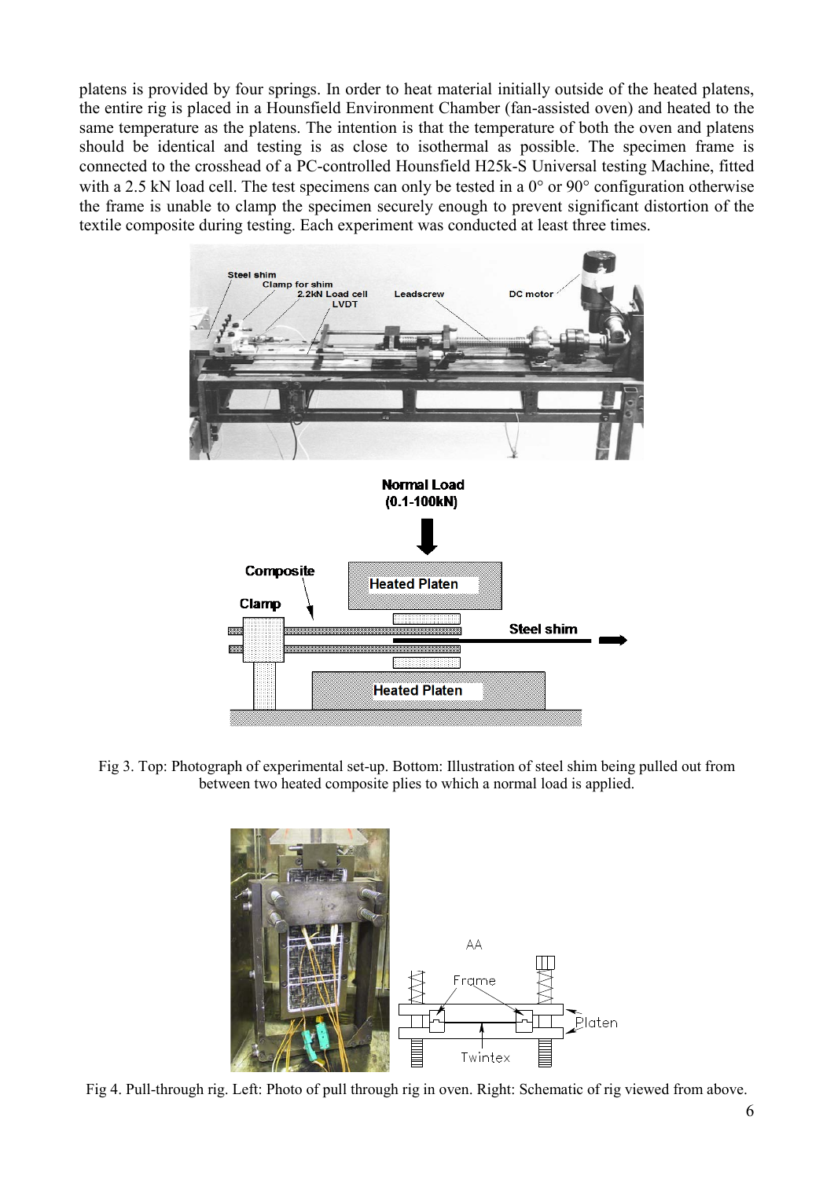platens is provided by four springs. In order to heat material initially outside of the heated platens, the entire rig is placed in a Hounsfield Environment Chamber (fan-assisted oven) and heated to the same temperature as the platens. The intention is that the temperature of both the oven and platens should be identical and testing is as close to isothermal as possible. The specimen frame is connected to the crosshead of a PC-controlled Hounsfield H25k-S Universal testing Machine, fitted with a 2.5 kN load cell. The test specimens can only be tested in a 0° or 90° configuration otherwise the frame is unable to clamp the specimen securely enough to prevent significant distortion of the textile composite during testing. Each experiment was conducted at least three times.

Fig 3. Top: Photograph of experimental set-up. Bottom: Illustration of steel shim being pulled out from between two heated composite plies to which a normal load is applied.

Fig 4. Pull-through rig. Left: Photo of pull through rig in oven. Right: Schematic of rig viewed from above.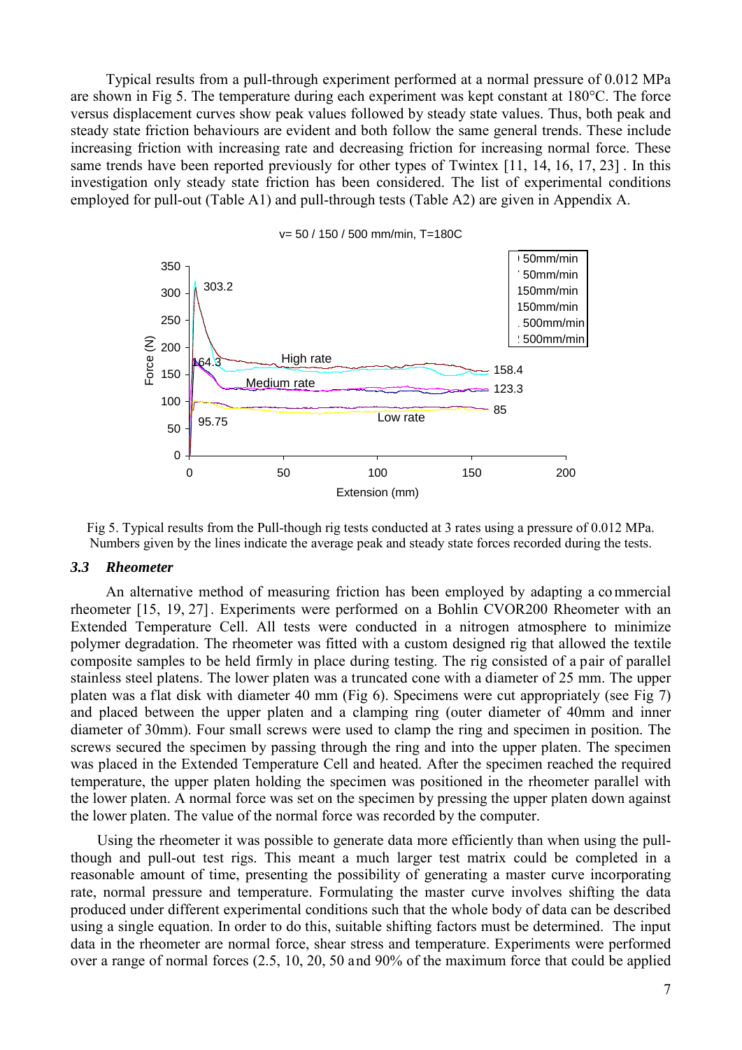Typical results from a pull-through experiment performed at a normal pressure of 0.012 MPa are shown in Fig 5. The temperature during each experiment was kept constant at 180°C. The force versus displacement curves show peak values followed by steady state values. Thus, both peak and steady state friction behaviours are evident and both follow the same general trends. These include increasing friction with increasing rate and decreasing friction for increasing normal force. These same trends have been reported previously for other types of Twintex [11, 14, 16, 17, 23] . In this investigation only steady state friction has been considered. The list of experimental conditions employed for pull-out (Table A1) and pull-through tests (Table A2) are given in Appendix A.

Fig 5. Typical results from the Pull-though rig tests conducted at 3 rates using a pressure of 0.012 MPa. Numbers given by the lines indicate the average peak and steady state forces recorded during the tests.

### 3.3 *Rheometer*

An alternative method of measuring friction has been employed by adapting a commercial rheometer [15, 19, 27]. Experiments were performed on a Bohlin CVOR200 Rheometer with an Extended Temperature Cell. All tests were conducted in a nitrogen atmosphere to minimize polymer degradation. The rheometer was fitted with a custom designed rig that allowed the textile composite samples to be held firmly in place during testing. The rig consisted of a pair of parallel stainless steel platens. The lower platen was a truncated cone with a diameter of 25 mm. The upper platen was a flat disk with diameter 40 mm (Fig 6). Specimens were cut appropriately (see Fig 7) and placed between the upper platen and a clamping ring (outer diameter of 40mm and inner diameter of 30mm). Four small screws were used to clamp the ring and specimen in position. The screws secured the specimen by passing through the ring and into the upper platen. The specimen was placed in the Extended Temperature Cell and heated. After the specimen reached the required temperature, the upper platen holding the specimen was positioned in the rheometer parallel with the lower platen. A normal force was set on the specimen by pressing the upper platen down against the lower platen. The value of the normal force was recorded by the computer.

Using the rheometer it was possible to generate data more efficiently than when using the pull-though and pull-out test rigs. This meant a much larger test matrix could be completed in a reasonable amount of time, presenting the possibility of generating a master curve incorporating rate, normal pressure and temperature. Formulating the master curve involves shifting the data produced under different experimental conditions such that the whole body of data can be described using a single equation. In order to do this, suitable shifting factors must be determined. The input data in the rheometer are normal force, shear stress and temperature. Experiments were performed over a range of normal forces (2.5, 10, 20, 50 and 90% of the maximum force that could be applied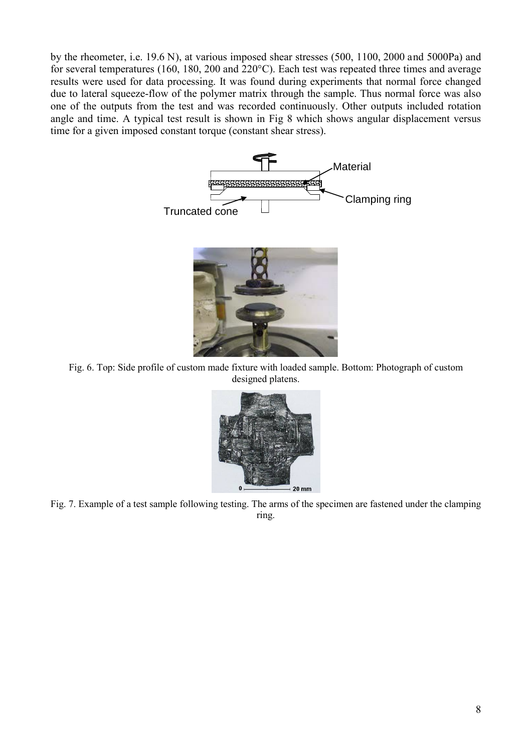by the rheometer, i.e. 19.6 N), at various imposed shear stresses (500, 1100, 2000 and 5000Pa) and for several temperatures (160, 180, 200 and 220°C). Each test was repeated three times and average results were used for data processing. It was found during experiments that normal force changed due to lateral squeeze-flow of the polymer matrix through the sample. Thus normal force was also one of the outputs from the test and was recorded continuously. Other outputs included rotation angle and time. A typical test result is shown in Fig 8 which shows angular displacement versus time for a given imposed constant torque (constant shear stress).

Fig. 6. Top: Side profile of custom made fixture with loaded sample. Bottom: Photograph of custom designed platens.

Fig. 7. Example of a test sample following testing. The arms of the specimen are fastened under the clamping ring.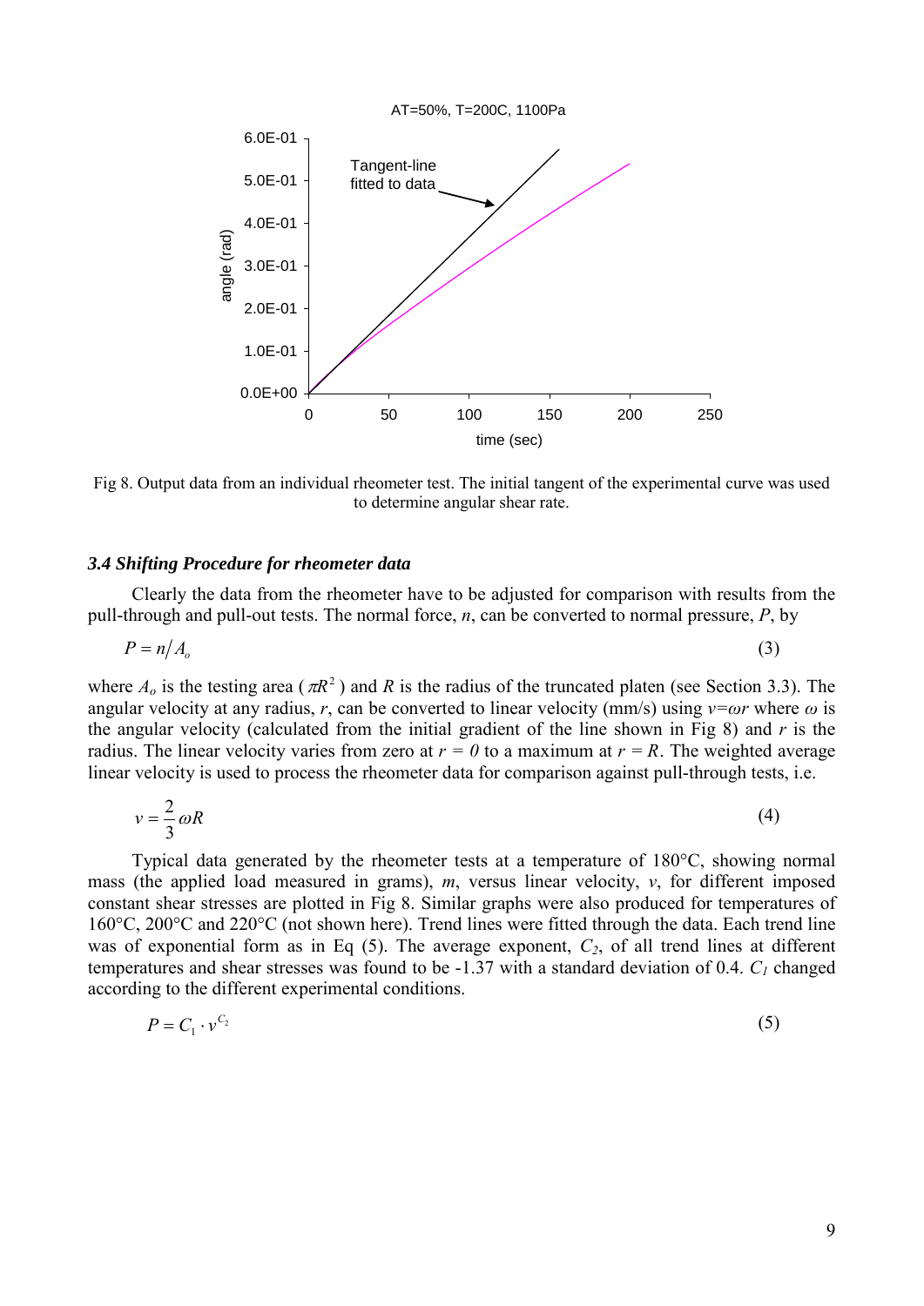Fig 8. Output data from an individual rheometer test. The initial tangent of the experimental curve was used to determine angular shear rate.

### *3.4 Shifting Procedure for rheometer data*

Clearly the data from the rheometer have to be adjusted for comparison with results from the pull-through and pull-out tests. The normal force, $n$, can be converted to normal pressure, $P$, by

$$P = n/A_o \tag{3}$$

where $A_o$ is the testing area ($\pi R^2$) and $R$ is the radius of the truncated platen (see Section 3.3). The angular velocity at any radius, $r$, can be converted to linear velocity (mm/s) using $v=\omega r$ where $\omega$ is the angular velocity (calculated from the initial gradient of the line shown in Fig 8) and $r$ is the radius. The linear velocity varies from zero at $r = 0$ to a maximum at $r = R$. The weighted average linear velocity is used to process the rheometer data for comparison against pull-through tests, i.e.

$$v = \frac{2}{3}\omega R \tag{4}$$

Typical data generated by the rheometer tests at a temperature of 180°C, showing normal mass (the applied load measured in grams), $m$, versus linear velocity, $v$, for different imposed constant shear stresses are plotted in Fig 8. Similar graphs were also produced for temperatures of 160°C, 200°C and 220°C (not shown here). Trend lines were fitted through the data. Each trend line was of exponential form as in Eq (5). The average exponent, $C_2$, of all trend lines at different temperatures and shear stresses was found to be -1.37 with a standard deviation of 0.4. $C_1$ changed according to the different experimental conditions.

$$P = C_1 \cdot v^{C_2} \tag{5}$$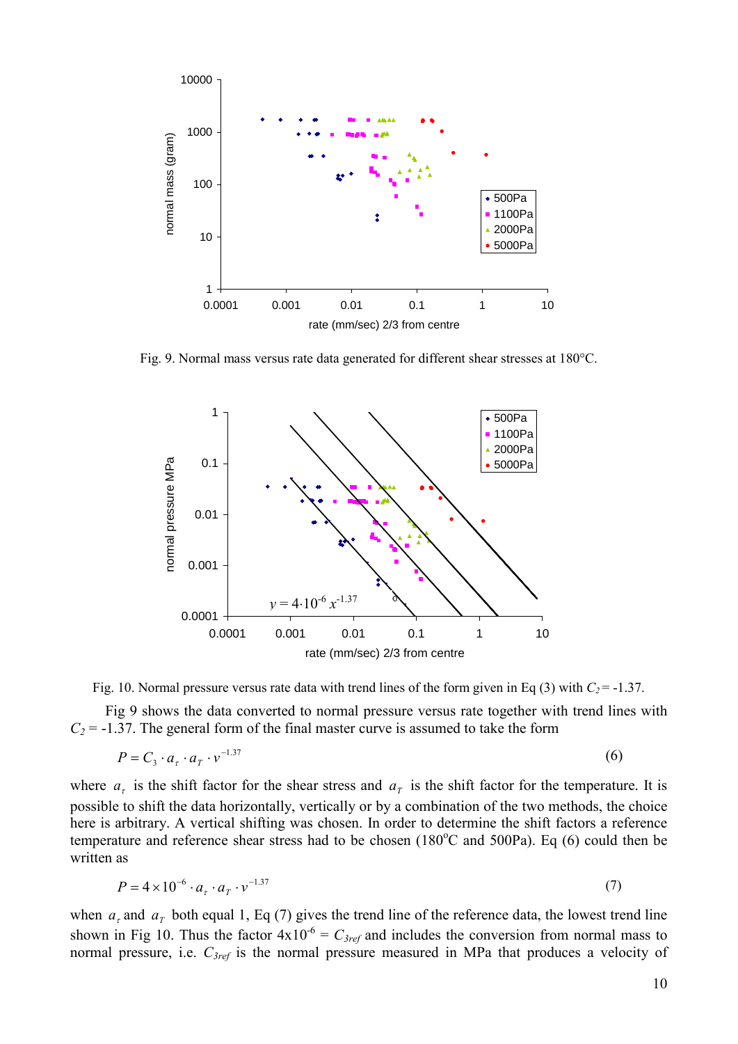Fig. 9. Normal mass versus rate data generated for different shear stresses at 180°C.

Fig. 10. Normal pressure versus rate data with trend lines of the form given in Eq (3) with $C_2 = -1.37$.

Fig 9 shows the data converted to normal pressure versus rate together with trend lines with $C_2 = -1.37$. The general form of the final master curve is assumed to take the form

$$P = C_3 \cdot a_\tau \cdot a_T \cdot v^{-1.37} \tag{6}$$

where $a_\tau$ is the shift factor for the shear stress and $a_T$ is the shift factor for the temperature. It is possible to shift the data horizontally, vertically or by a combination of the two methods, the choice here is arbitrary. A vertical shifting was chosen. In order to determine the shift factors a reference temperature and reference shear stress had to be chosen (180°C and 500Pa). Eq (6) could then be written as

$$P = 4 \times 10^{-6} \cdot a_\tau \cdot a_T \cdot v^{-1.37} \tag{7}$$

when $a_\tau$ and $a_T$ both equal 1, Eq (7) gives the trend line of the reference data, the lowest trend line shown in Fig 10. Thus the factor $4 \times 10^{-6} = C_{3ref}$ and includes the conversion from normal mass to normal pressure, i.e. $C_{3ref}$ is the normal pressure measured in MPa that produces a velocity of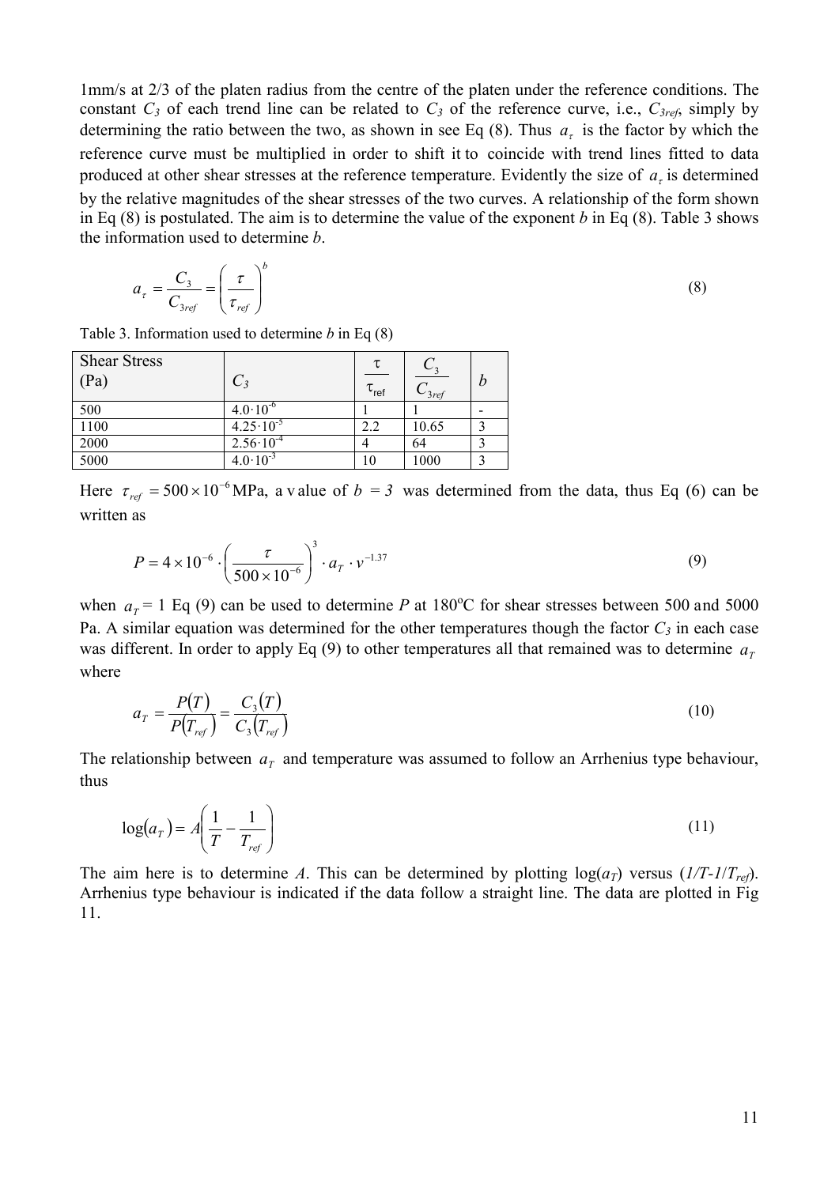1mm/s at 2/3 of the platen radius from the centre of the platen under the reference conditions. The constant $C_3$ of each trend line can be related to $C_3$ of the reference curve, i.e., $C_{3ref}$, simply by determining the ratio between the two, as shown in see Eq (8). Thus $a_\tau$ is the factor by which the reference curve must be multiplied in order to shift it to coincide with trend lines fitted to data produced at other shear stresses at the reference temperature. Evidently the size of $a_\tau$ is determined by the relative magnitudes of the shear stresses of the two curves. A relationship of the form shown in Eq (8) is postulated. The aim is to determine the value of the exponent $b$ in Eq (8). Table 3 shows the information used to determine $b$.

$$a_\tau = \frac{C_3}{C_{3ref}} = \left(\frac{\tau}{\tau_{ref}}\right)^b \tag{8}$$

Table 3. Information used to determine $b$ in Eq (8)

| Shear Stress (Pa) | $C_3$ | $\frac{\tau}{\tau_{ref}}$ | $\frac{C_3}{C_{3ref}}$ | $b$ |
|---|---|---|---|---|
| 500 | $4.0\cdot10^{-6}$ | 1 | 1 | - |
| 1100 | $4.25\cdot10^{-5}$ | 2.2 | 10.65 | 3 |
| 2000 | $2.56\cdot10^{-4}$ | 4 | 64 | 3 |
| 5000 | $4.0\cdot10^{-3}$ | 10 | 1000 | 3 |

Here $\tau_{ref} = 500\times10^{-6}$ MPa, a value of $b = 3$ was determined from the data, thus Eq (6) can be written as

$$P = 4\times10^{-6}\cdot\left(\frac{\tau}{500\times10^{-6}}\right)^3 \cdot a_T \cdot v^{-1.37} \tag{9}$$

when $a_T = 1$ Eq (9) can be used to determine $P$ at 180°C for shear stresses between 500 and 5000 Pa. A similar equation was determined for the other temperatures though the factor $C_3$ in each case was different. In order to apply Eq (9) to other temperatures all that remained was to determine $a_T$ where

$$a_T = \frac{P(T)}{P(T_{ref})} = \frac{C_3(T)}{C_3(T_{ref})} \tag{10}$$

The relationship between $a_T$ and temperature was assumed to follow an Arrhenius type behaviour, thus

$$\log(a_T) = A\left(\frac{1}{T} - \frac{1}{T_{ref}}\right) \tag{11}$$

The aim here is to determine $A$. This can be determined by plotting $\log(a_T)$ versus $(1/T - 1/T_{ref})$. Arrhenius type behaviour is indicated if the data follow a straight line. The data are plotted in Fig 11.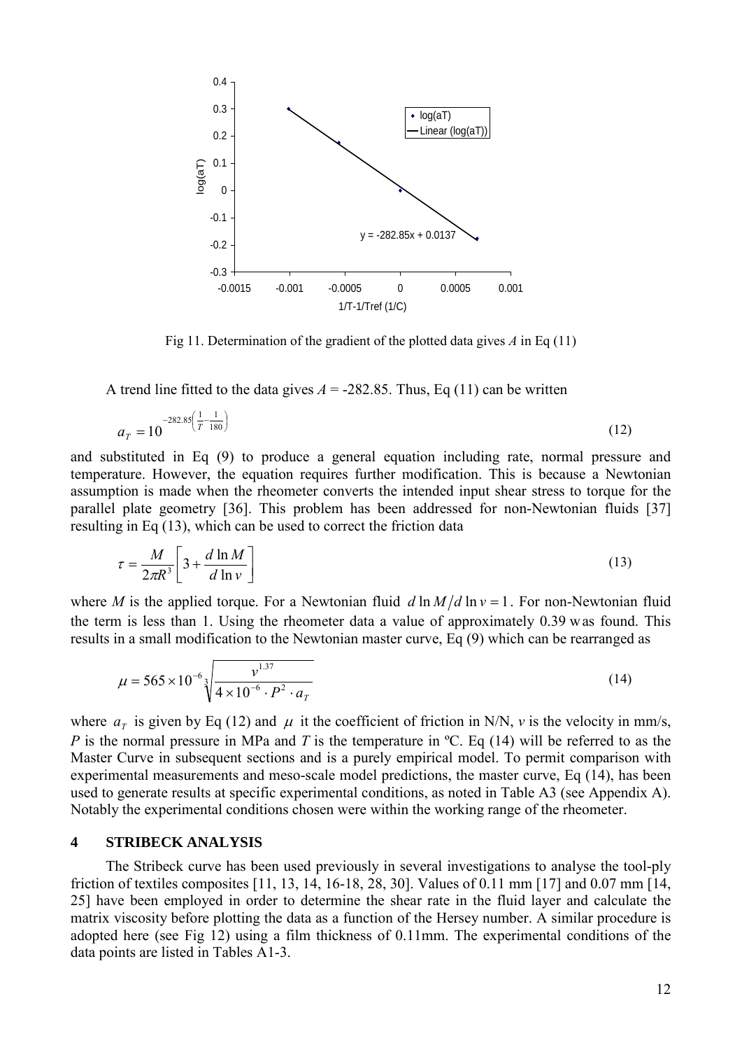Fig 11. Determination of the gradient of the plotted data gives *A* in Eq (11)

A trend line fitted to the data gives $A = -282.85$. Thus, Eq (11) can be written

$$a_T = 10^{-282.85\left(\frac{1}{T}-\frac{1}{180}\right)} \tag{12}$$

and substituted in Eq (9) to produce a general equation including rate, normal pressure and temperature. However, the equation requires further modification. This is because a Newtonian assumption is made when the rheometer converts the intended input shear stress to torque for the parallel plate geometry [36]. This problem has been addressed for non-Newtonian fluids [37] resulting in Eq (13), which can be used to correct the friction data

$$\tau = \frac{M}{2\pi R^3}\left[3 + \frac{d\ln M}{d\ln v}\right] \tag{13}$$

where $M$ is the applied torque. For a Newtonian fluid $d\ln M / d\ln v = 1$. For non-Newtonian fluid the term is less than 1. Using the rheometer data a value of approximately 0.39 was found. This results in a small modification to the Newtonian master curve, Eq (9) which can be rearranged as

$$\mu = 565 \times 10^{-6} \sqrt[3]{\frac{v^{1.37}}{4 \times 10^{-6} \cdot P^2 \cdot a_T}} \tag{14}$$

where $a_T$ is given by Eq (12) and $\mu$ it the coefficient of friction in N/N, $v$ is the velocity in mm/s, $P$ is the normal pressure in MPa and $T$ is the temperature in ºC. Eq (14) will be referred to as the Master Curve in subsequent sections and is a purely empirical model. To permit comparison with experimental measurements and meso-scale model predictions, the master curve, Eq (14), has been used to generate results at specific experimental conditions, as noted in Table A3 (see Appendix A). Notably the experimental conditions chosen were within the working range of the rheometer.

## 4 STRIBECK ANALYSIS

The Stribeck curve has been used previously in several investigations to analyse the tool-ply friction of textiles composites [11, 13, 14, 16-18, 28, 30]. Values of 0.11 mm [17] and 0.07 mm [14, 25] have been employed in order to determine the shear rate in the fluid layer and calculate the matrix viscosity before plotting the data as a function of the Hersey number. A similar procedure is adopted here (see Fig 12) using a film thickness of 0.11mm. The experimental conditions of the data points are listed in Tables A1-3.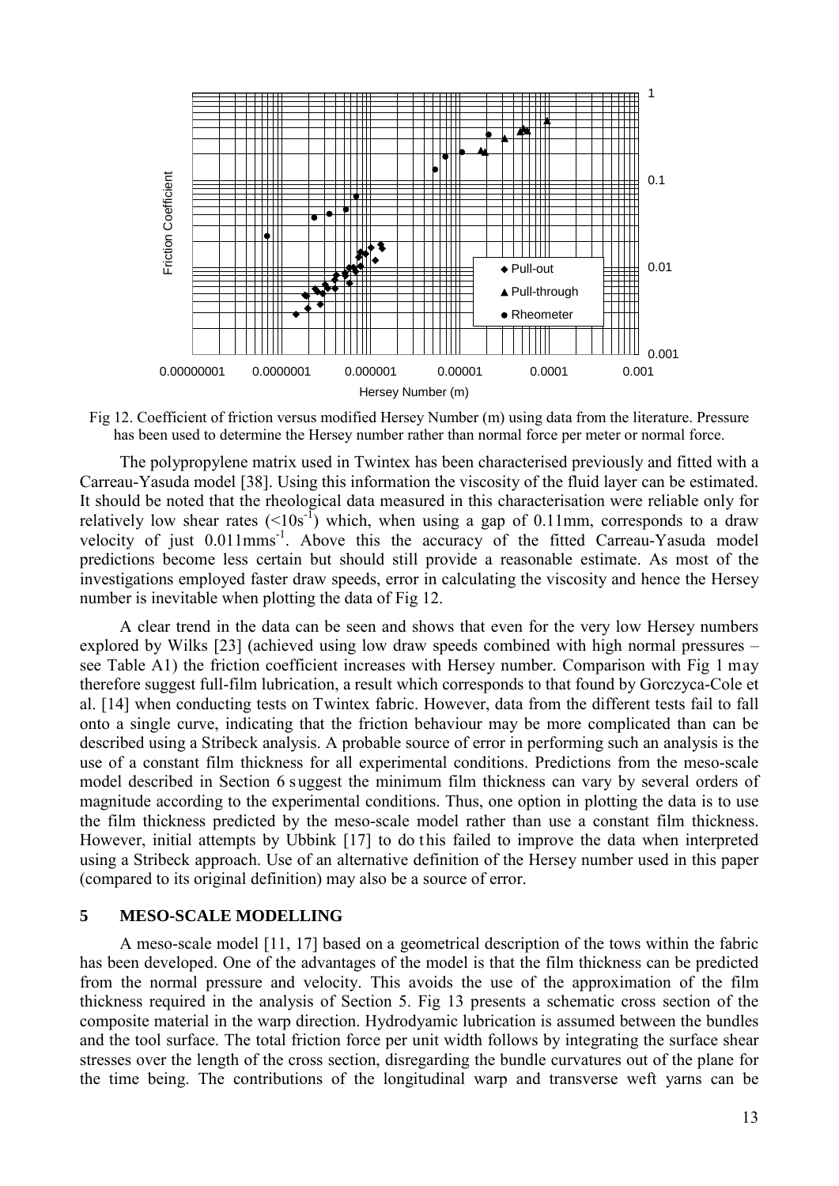Fig 12. Coefficient of friction versus modified Hersey Number (m) using data from the literature. Pressure has been used to determine the Hersey number rather than normal force per meter or normal force.

The polypropylene matrix used in Twintex has been characterised previously and fitted with a Carreau-Yasuda model [38]. Using this information the viscosity of the fluid layer can be estimated. It should be noted that the rheological data measured in this characterisation were reliable only for relatively low shear rates ($<10s^{-1}$) which, when using a gap of 0.11mm, corresponds to a draw velocity of just $0.011mms^{-1}$. Above this the accuracy of the fitted Carreau-Yasuda model predictions become less certain but should still provide a reasonable estimate. As most of the investigations employed faster draw speeds, error in calculating the viscosity and hence the Hersey number is inevitable when plotting the data of Fig 12.

A clear trend in the data can be seen and shows that even for the very low Hersey numbers explored by Wilks [23] (achieved using low draw speeds combined with high normal pressures – see Table A1) the friction coefficient increases with Hersey number. Comparison with Fig 1 may therefore suggest full-film lubrication, a result which corresponds to that found by Gorczyca-Cole et al. [14] when conducting tests on Twintex fabric. However, data from the different tests fail to fall onto a single curve, indicating that the friction behaviour may be more complicated than can be described using a Stribeck analysis. A probable source of error in performing such an analysis is the use of a constant film thickness for all experimental conditions. Predictions from the meso-scale model described in Section 6 suggest the minimum film thickness can vary by several orders of magnitude according to the experimental conditions. Thus, one option in plotting the data is to use the film thickness predicted by the meso-scale model rather than use a constant film thickness. However, initial attempts by Ubbink [17] to do this failed to improve the data when interpreted using a Stribeck approach. Use of an alternative definition of the Hersey number used in this paper (compared to its original definition) may also be a source of error.

## 5 MESO-SCALE MODELLING

A meso-scale model [11, 17] based on a geometrical description of the tows within the fabric has been developed. One of the advantages of the model is that the film thickness can be predicted from the normal pressure and velocity. This avoids the use of the approximation of the film thickness required in the analysis of Section 5. Fig 13 presents a schematic cross section of the composite material in the warp direction. Hydrodyamic lubrication is assumed between the bundles and the tool surface. The total friction force per unit width follows by integrating the surface shear stresses over the length of the cross section, disregarding the bundle curvatures out of the plane for the time being. The contributions of the longitudinal warp and transverse weft yarns can be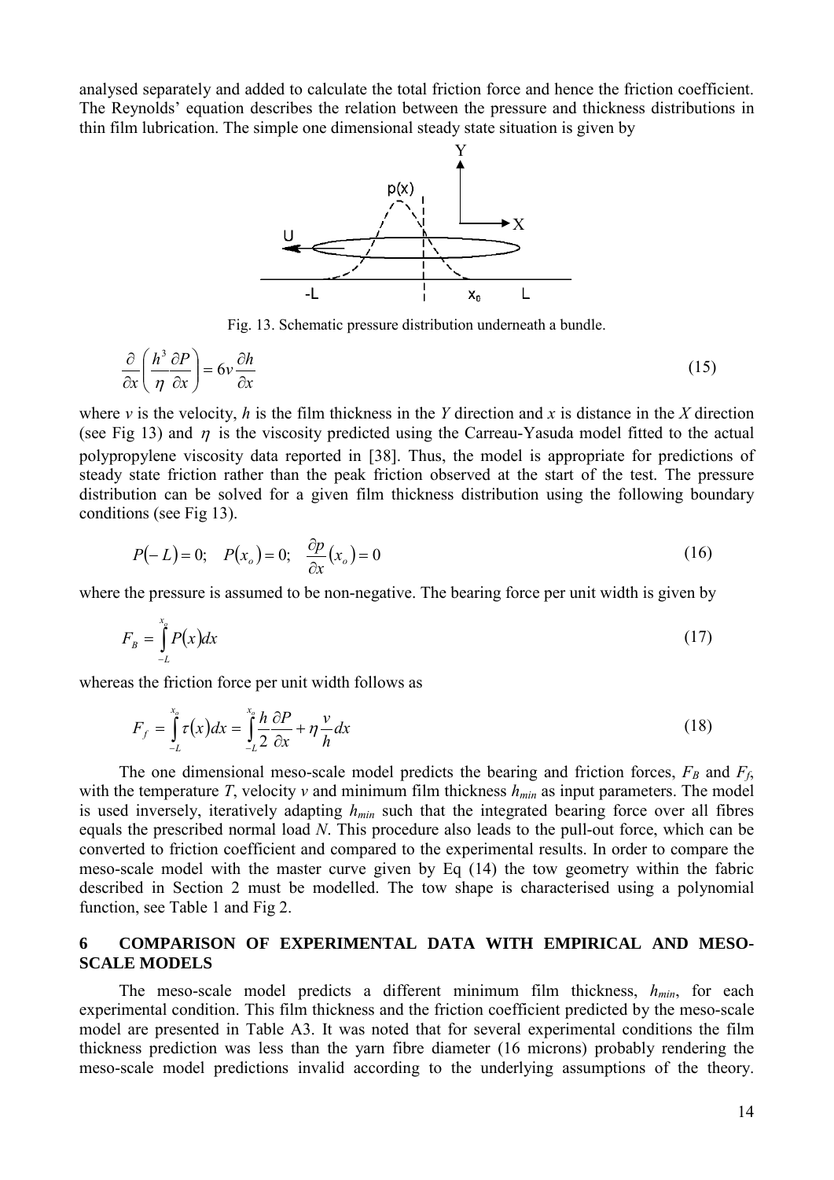analysed separately and added to calculate the total friction force and hence the friction coefficient. The Reynolds' equation describes the relation between the pressure and thickness distributions in thin film lubrication. The simple one dimensional steady state situation is given by

Fig. 13. Schematic pressure distribution underneath a bundle.

$$\frac{\partial}{\partial x}\left(\frac{h^3}{\eta}\frac{\partial P}{\partial x}\right) = 6v\frac{\partial h}{\partial x} \tag{15}$$

where $v$ is the velocity, $h$ is the film thickness in the $Y$ direction and $x$ is distance in the $X$ direction (see Fig 13) and $\eta$ is the viscosity predicted using the Carreau-Yasuda model fitted to the actual polypropylene viscosity data reported in [38]. Thus, the model is appropriate for predictions of steady state friction rather than the peak friction observed at the start of the test. The pressure distribution can be solved for a given film thickness distribution using the following boundary conditions (see Fig 13).

$$P(-L) = 0; \quad P(x_o) = 0; \quad \frac{\partial p}{\partial x}(x_o) = 0 \tag{16}$$

where the pressure is assumed to be non-negative. The bearing force per unit width is given by

$$F_B = \int_{-L}^{x_o} P(x)dx \tag{17}$$

whereas the friction force per unit width follows as

$$F_f = \int_{-L}^{x_o} \tau(x)dx = \int_{-L}^{x_o} \frac{h}{2}\frac{\partial P}{\partial x} + \eta\frac{v}{h}dx \tag{18}$$

The one dimensional meso-scale model predicts the bearing and friction forces, $F_B$ and $F_f$, with the temperature $T$, velocity $v$ and minimum film thickness $h_{min}$ as input parameters. The model is used inversely, iteratively adapting $h_{min}$ such that the integrated bearing force over all fibres equals the prescribed normal load $N$. This procedure also leads to the pull-out force, which can be converted to friction coefficient and compared to the experimental results. In order to compare the meso-scale model with the master curve given by Eq (14) the tow geometry within the fabric described in Section 2 must be modelled. The tow shape is characterised using a polynomial function, see Table 1 and Fig 2.

## 6 COMPARISON OF EXPERIMENTAL DATA WITH EMPIRICAL AND MESO-SCALE MODELS

The meso-scale model predicts a different minimum film thickness, $h_{min}$, for each experimental condition. This film thickness and the friction coefficient predicted by the meso-scale model are presented in Table A3. It was noted that for several experimental conditions the film thickness prediction was less than the yarn fibre diameter (16 microns) probably rendering the meso-scale model predictions invalid according to the underlying assumptions of the theory.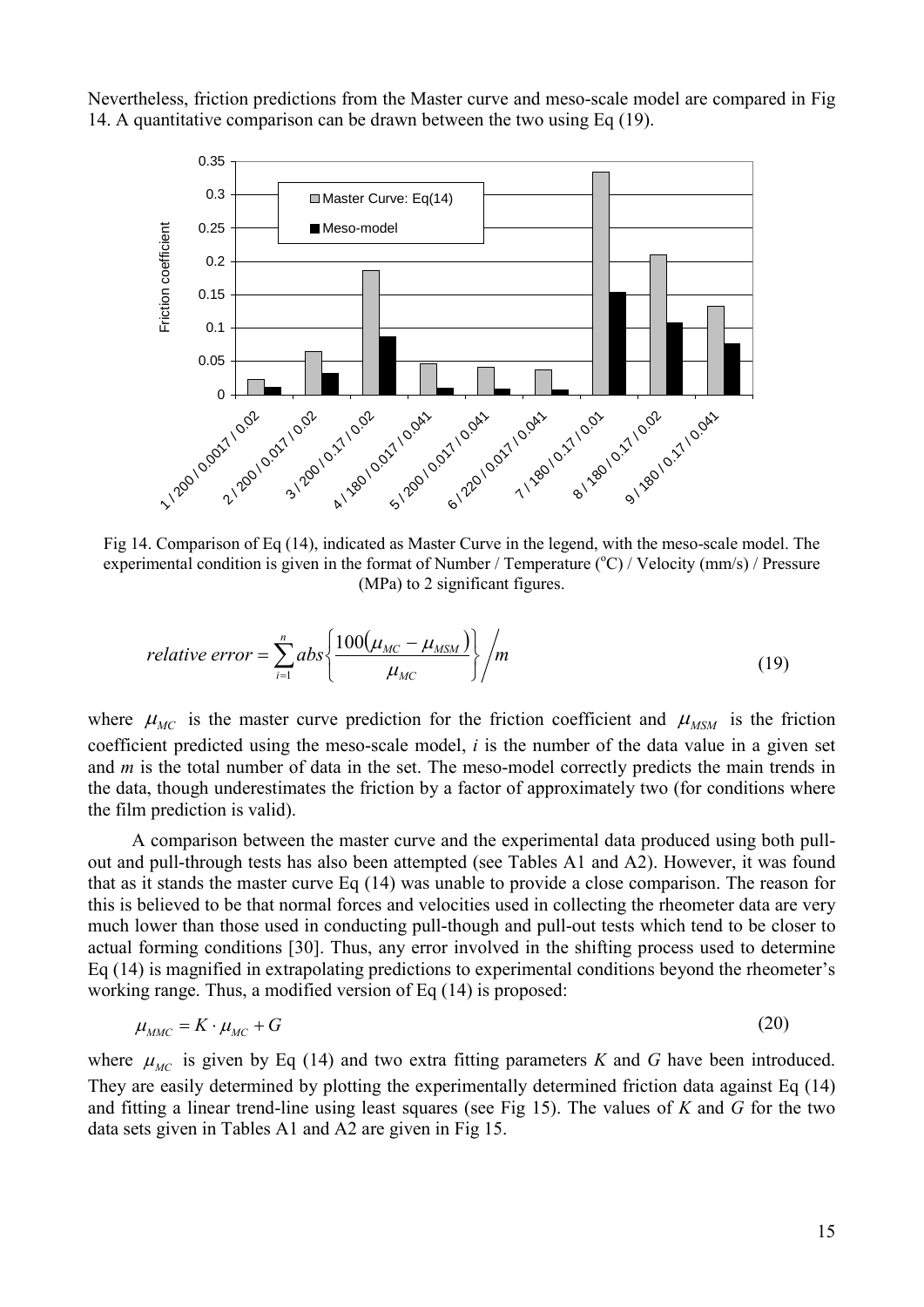Nevertheless, friction predictions from the Master curve and meso-scale model are compared in Fig 14. A quantitative comparison can be drawn between the two using Eq (19).

Fig 14. Comparison of Eq (14), indicated as Master Curve in the legend, with the meso-scale model. The experimental condition is given in the format of Number / Temperature (°C) / Velocity (mm/s) / Pressure (MPa) to 2 significant figures.

$$relative\ error = \sum_{i=1}^{n} abs\left\{\frac{100(\mu_{MC} - \mu_{MSM})}{\mu_{MC}}\right\} \Big/ m \tag{19}$$

where $\mu_{MC}$ is the master curve prediction for the friction coefficient and $\mu_{MSM}$ is the friction coefficient predicted using the meso-scale model, $i$ is the number of the data value in a given set and $m$ is the total number of data in the set. The meso-model correctly predicts the main trends in the data, though underestimates the friction by a factor of approximately two (for conditions where the film prediction is valid).

A comparison between the master curve and the experimental data produced using both pull-out and pull-through tests has also been attempted (see Tables A1 and A2). However, it was found that as it stands the master curve Eq (14) was unable to provide a close comparison. The reason for this is believed to be that normal forces and velocities used in collecting the rheometer data are very much lower than those used in conducting pull-though and pull-out tests which tend to be closer to actual forming conditions [30]. Thus, any error involved in the shifting process used to determine Eq (14) is magnified in extrapolating predictions to experimental conditions beyond the rheometer's working range. Thus, a modified version of Eq (14) is proposed:

$$\mu_{MMC} = K \cdot \mu_{MC} + G \tag{20}$$

where $\mu_{MC}$ is given by Eq (14) and two extra fitting parameters $K$ and $G$ have been introduced. They are easily determined by plotting the experimentally determined friction data against Eq (14) and fitting a linear trend-line using least squares (see Fig 15). The values of $K$ and $G$ for the two data sets given in Tables A1 and A2 are given in Fig 15.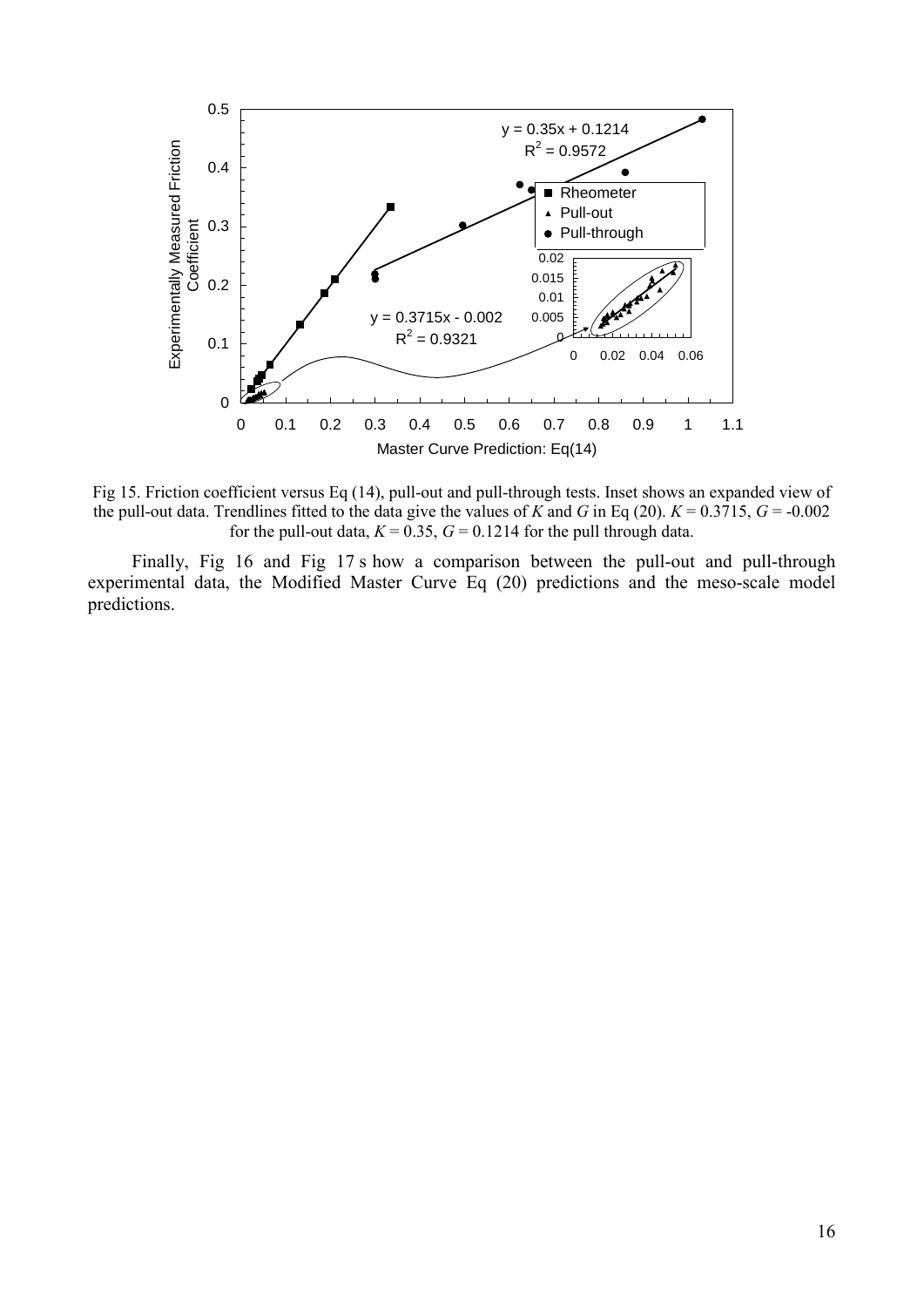Fig 15. Friction coefficient versus Eq (14), pull-out and pull-through tests. Inset shows an expanded view of the pull-out data. Trendlines fitted to the data give the values of $K$ and $G$ in Eq (20). $K = 0.3715$, $G = -0.002$ for the pull-out data, $K = 0.35$, $G = 0.1214$ for the pull through data.

Finally, Fig 16 and Fig 17 s how a comparison between the pull-out and pull-through experimental data, the Modified Master Curve Eq (20) predictions and the meso-scale model predictions.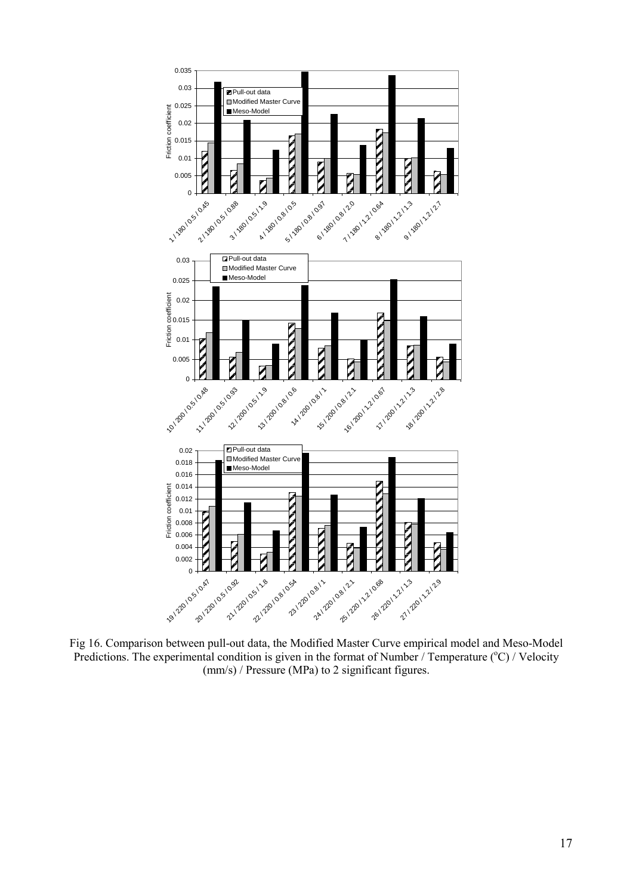Fig 16. Comparison between pull-out data, the Modified Master Curve empirical model and Meso-Model Predictions. The experimental condition is given in the format of Number / Temperature ($^{o}$C) / Velocity (mm/s) / Pressure (MPa) to 2 significant figures.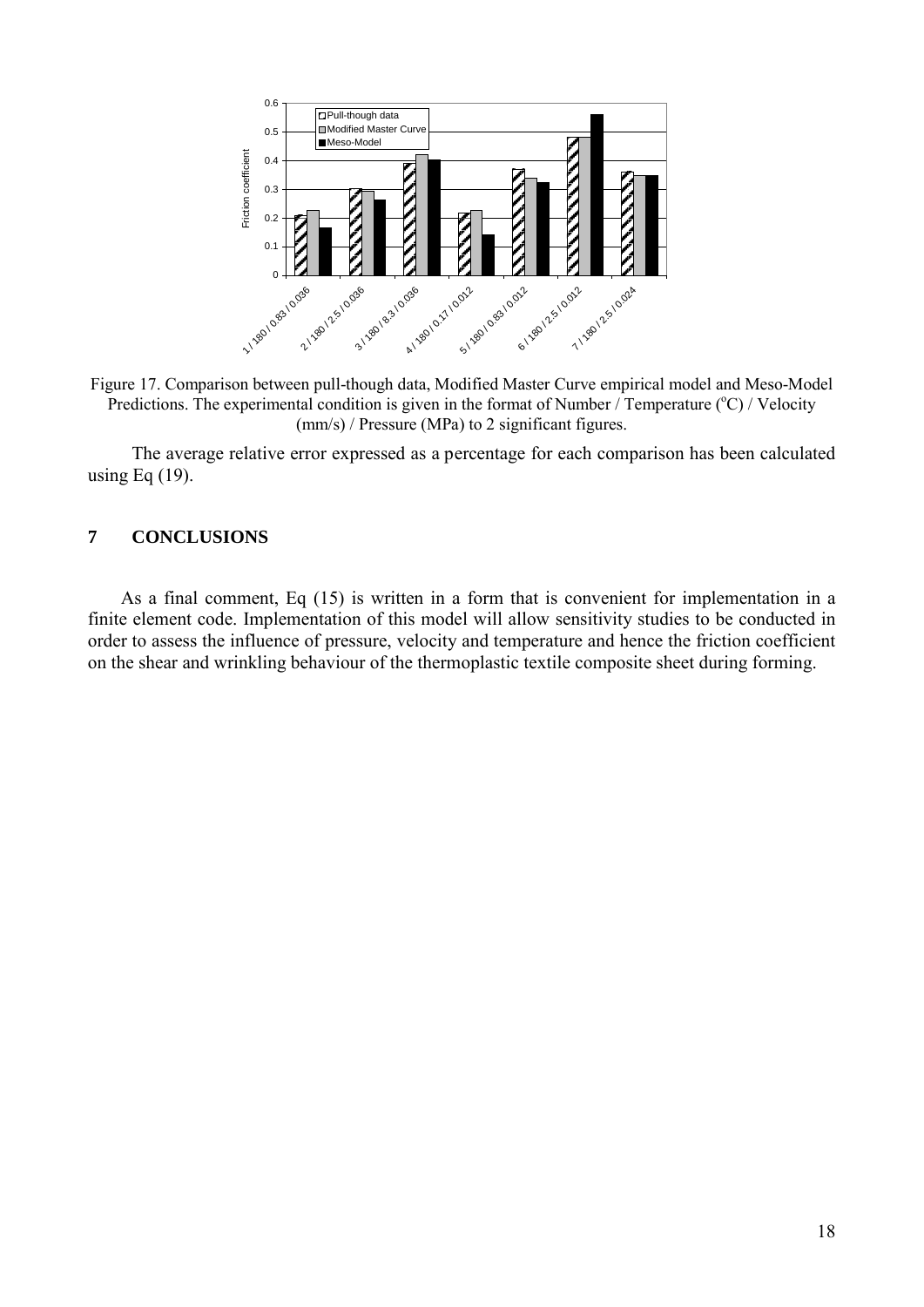Figure 17. Comparison between pull-though data, Modified Master Curve empirical model and Meso-Model Predictions. The experimental condition is given in the format of Number / Temperature ($^{o}$C) / Velocity (mm/s) / Pressure (MPa) to 2 significant figures.

The average relative error expressed as a percentage for each comparison has been calculated using Eq (19).

## 7 CONCLUSIONS

As a final comment, Eq (15) is written in a form that is convenient for implementation in a finite element code. Implementation of this model will allow sensitivity studies to be conducted in order to assess the influence of pressure, velocity and temperature and hence the friction coefficient on the shear and wrinkling behaviour of the thermoplastic textile composite sheet during forming.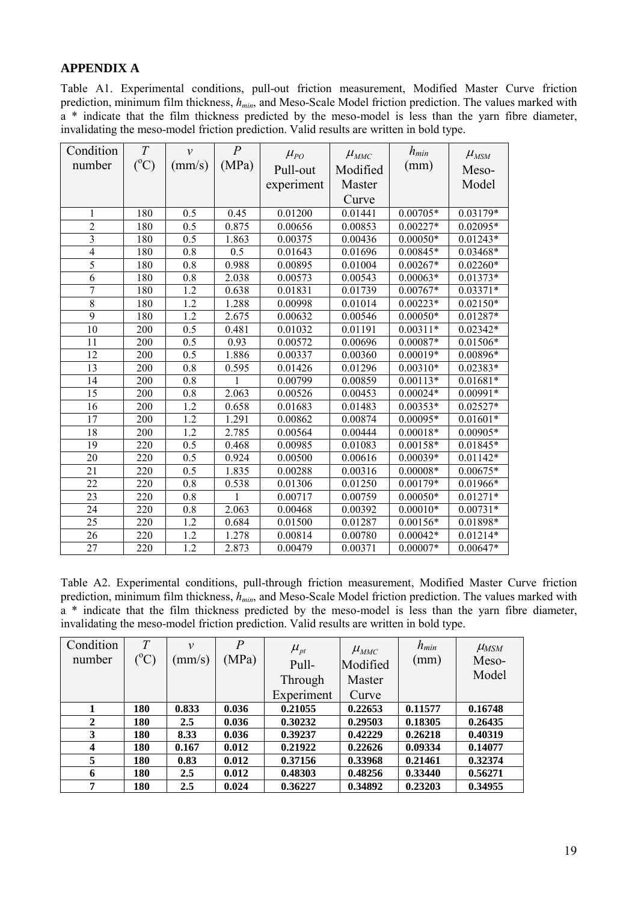## APPENDIX A

Table A1. Experimental conditions, pull-out friction measurement, Modified Master Curve friction prediction, minimum film thickness, $h_{min}$, and Meso-Scale Model friction prediction. The values marked with a * indicate that the film thickness predicted by the meso-model is less than the yarn fibre diameter, invalidating the meso-model friction prediction. Valid results are written in bold type.

| Condition number | $T$ (°C) | $v$ (mm/s) | $P$ (MPa) | $\mu_{PO}$ Pull-out experiment | $\mu_{MMC}$ Modified Master Curve | $h_{min}$ (mm) | $\mu_{MSM}$ Meso-Model |
|---|---|---|---|---|---|---|---|
| 1 | 180 | 0.5 | 0.45 | 0.01200 | 0.01441 | 0.00705* | 0.03179* |
| 2 | 180 | 0.5 | 0.875 | 0.00656 | 0.00853 | 0.00227* | 0.02095* |
| 3 | 180 | 0.5 | 1.863 | 0.00375 | 0.00436 | 0.00050* | 0.01243* |
| 4 | 180 | 0.8 | 0.5 | 0.01643 | 0.01696 | 0.00845* | 0.03468* |
| 5 | 180 | 0.8 | 0.988 | 0.00895 | 0.01004 | 0.00267* | 0.02260* |
| 6 | 180 | 0.8 | 2.038 | 0.00573 | 0.00543 | 0.00063* | 0.01373* |
| 7 | 180 | 1.2 | 0.638 | 0.01831 | 0.01739 | 0.00767* | 0.03371* |
| 8 | 180 | 1.2 | 1.288 | 0.00998 | 0.01014 | 0.00223* | 0.02150* |
| 9 | 180 | 1.2 | 2.675 | 0.00632 | 0.00546 | 0.00050* | 0.01287* |
| 10 | 200 | 0.5 | 0.481 | 0.01032 | 0.01191 | 0.00311* | 0.02342* |
| 11 | 200 | 0.5 | 0.93 | 0.00572 | 0.00696 | 0.00087* | 0.01506* |
| 12 | 200 | 0.5 | 1.886 | 0.00337 | 0.00360 | 0.00019* | 0.00896* |
| 13 | 200 | 0.8 | 0.595 | 0.01426 | 0.01296 | 0.00310* | 0.02383* |
| 14 | 200 | 0.8 | 1 | 0.00799 | 0.00859 | 0.00113* | 0.01681* |
| 15 | 200 | 0.8 | 2.063 | 0.00526 | 0.00453 | 0.00024* | 0.00991* |
| 16 | 200 | 1.2 | 0.658 | 0.01683 | 0.01483 | 0.00353* | 0.02527* |
| 17 | 200 | 1.2 | 1.291 | 0.00862 | 0.00874 | 0.00095* | 0.01601* |
| 18 | 200 | 1.2 | 2.785 | 0.00564 | 0.00444 | 0.00018* | 0.00905* |
| 19 | 220 | 0.5 | 0.468 | 0.00985 | 0.01083 | 0.00158* | 0.01845* |
| 20 | 220 | 0.5 | 0.924 | 0.00500 | 0.00616 | 0.00039* | 0.01142* |
| 21 | 220 | 0.5 | 1.835 | 0.00288 | 0.00316 | 0.00008* | 0.00675* |
| 22 | 220 | 0.8 | 0.538 | 0.01306 | 0.01250 | 0.00179* | 0.01966* |
| 23 | 220 | 0.8 | 1 | 0.00717 | 0.00759 | 0.00050* | 0.01271* |
| 24 | 220 | 0.8 | 2.063 | 0.00468 | 0.00392 | 0.00010* | 0.00731* |
| 25 | 220 | 1.2 | 0.684 | 0.01500 | 0.01287 | 0.00156* | 0.01898* |
| 26 | 220 | 1.2 | 1.278 | 0.00814 | 0.00780 | 0.00042* | 0.01214* |
| 27 | 220 | 1.2 | 2.873 | 0.00479 | 0.00371 | 0.00007* | 0.00647* |

Table A2. Experimental conditions, pull-through friction measurement, Modified Master Curve friction prediction, minimum film thickness, $h_{min}$, and Meso-Scale Model friction prediction. The values marked with a * indicate that the film thickness predicted by the meso-model is less than the yarn fibre diameter, invalidating the meso-model friction prediction. Valid results are written in bold type.

| Condition number | $T$ (°C) | $v$ (mm/s) | $P$ (MPa) | $\mu_{pt}$ Pull-Through Experiment | $\mu_{MMC}$ Modified Master Curve | $h_{min}$ (mm) | $\mu_{MSM}$ Meso-Model |
|---|---|---|---|---|---|---|---|
| **1** | **180** | **0.833** | **0.036** | **0.21055** | **0.22653** | **0.11577** | **0.16748** |
| **2** | **180** | **2.5** | **0.036** | **0.30232** | **0.29503** | **0.18305** | **0.26435** |
| **3** | **180** | **8.33** | **0.036** | **0.39237** | **0.42229** | **0.26218** | **0.40319** |
| **4** | **180** | **0.167** | **0.012** | **0.21922** | **0.22626** | **0.09334** | **0.14077** |
| **5** | **180** | **0.83** | **0.012** | **0.37156** | **0.33968** | **0.21461** | **0.32374** |
| **6** | **180** | **2.5** | **0.012** | **0.48303** | **0.48256** | **0.33440** | **0.56271** |
| **7** | **180** | **2.5** | **0.024** | **0.36227** | **0.34892** | **0.23203** | **0.34955** |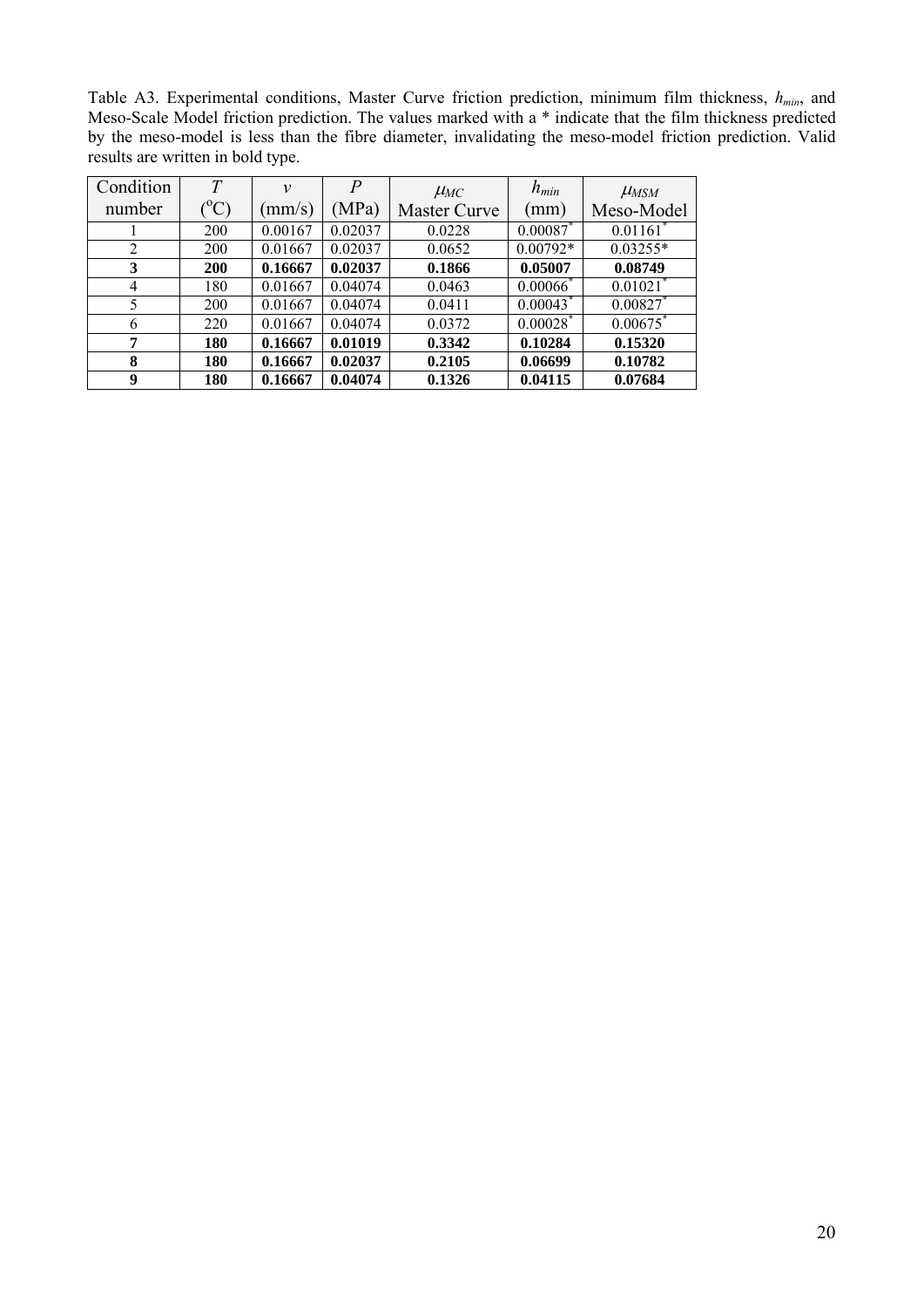Table A3. Experimental conditions, Master Curve friction prediction, minimum film thickness, $h_{min}$, and Meso-Scale Model friction prediction. The values marked with a * indicate that the film thickness predicted by the meso-model is less than the fibre diameter, invalidating the meso-model friction prediction. Valid results are written in bold type.

| Condition number | $T$ (°C) | $v$ (mm/s) | $P$ (MPa) | $\mu_{MC}$ Master Curve | $h_{min}$ (mm) | $\mu_{MSM}$ Meso-Model |
|---|---|---|---|---|---|---|
| 1 | 200 | 0.00167 | 0.02037 | 0.0228 | 0.00087* | 0.01161* |
| 2 | 200 | 0.01667 | 0.02037 | 0.0652 | 0.00792* | 0.03255* |
| **3** | **200** | **0.16667** | **0.02037** | **0.1866** | **0.05007** | **0.08749** |
| 4 | 180 | 0.01667 | 0.04074 | 0.0463 | 0.00066* | 0.01021* |
| 5 | 200 | 0.01667 | 0.04074 | 0.0411 | 0.00043* | 0.00827* |
| 6 | 220 | 0.01667 | 0.04074 | 0.0372 | 0.00028* | 0.00675* |
| **7** | **180** | **0.16667** | **0.01019** | **0.3342** | **0.10284** | **0.15320** |
| **8** | **180** | **0.16667** | **0.02037** | **0.2105** | **0.06699** | **0.10782** |
| **9** | **180** | **0.16667** | **0.04074** | **0.1326** | **0.04115** | **0.07684** |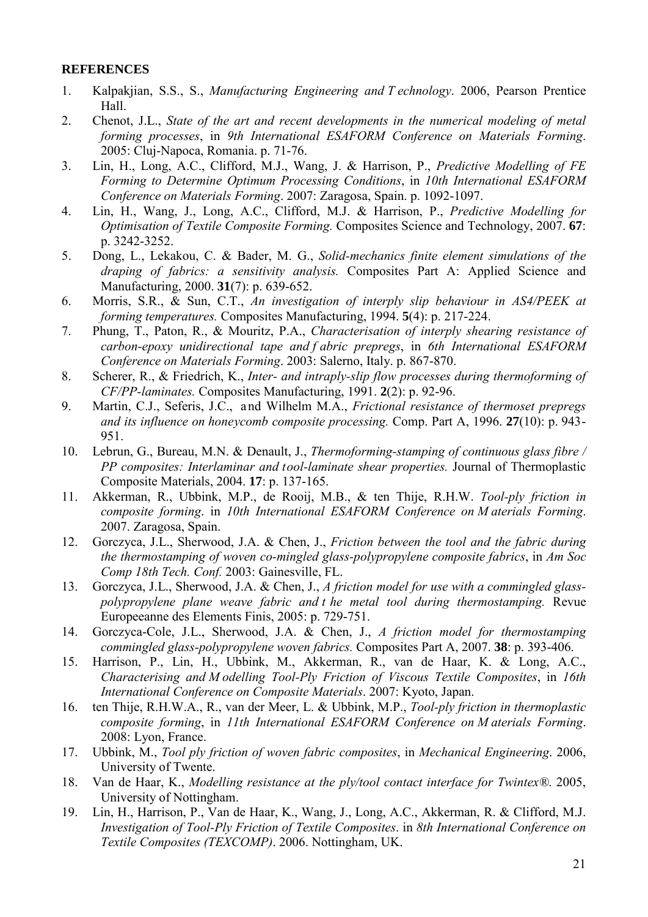**REFERENCES**

1. Kalpakjian, S.S., S., *Manufacturing Engineering and Technology*. 2006, Pearson Prentice Hall.
2. Chenot, J.L., *State of the art and recent developments in the numerical modeling of metal forming processes*, in *9th International ESAFORM Conference on Materials Forming*. 2005: Cluj-Napoca, Romania. p. 71-76.
3. Lin, H., Long, A.C., Clifford, M.J., Wang, J. & Harrison, P., *Predictive Modelling of FE Forming to Determine Optimum Processing Conditions*, in *10th International ESAFORM Conference on Materials Forming*. 2007: Zaragosa, Spain. p. 1092-1097.
4. Lin, H., Wang, J., Long, A.C., Clifford, M.J. & Harrison, P., *Predictive Modelling for Optimisation of Textile Composite Forming.* Composites Science and Technology, 2007. **67**: p. 3242-3252.
5. Dong, L., Lekakou, C. & Bader, M. G., *Solid-mechanics finite element simulations of the draping of fabrics: a sensitivity analysis.* Composites Part A: Applied Science and Manufacturing, 2000. **31**(7): p. 639-652.
6. Morris, S.R., & Sun, C.T., *An investigation of interply slip behaviour in AS4/PEEK at forming temperatures.* Composites Manufacturing, 1994. **5**(4): p. 217-224.
7. Phung, T., Paton, R., & Mouritz, P.A., *Characterisation of interply shearing resistance of carbon-epoxy unidirectional tape and fabric prepregs*, in *6th International ESAFORM Conference on Materials Forming*. 2003: Salerno, Italy. p. 867-870.
8. Scherer, R., & Friedrich, K., *Inter- and intraply-slip flow processes during thermoforming of CF/PP-laminates.* Composites Manufacturing, 1991. **2**(2): p. 92-96.
9. Martin, C.J., Seferis, J.C., and Wilhelm M.A., *Frictional resistance of thermoset prepregs and its influence on honeycomb composite processing.* Comp. Part A, 1996. **27**(10): p. 943-951.
10. Lebrun, G., Bureau, M.N. & Denault, J., *Thermoforming-stamping of continuous glass fibre / PP composites: Interlaminar and tool-laminate shear properties.* Journal of Thermoplastic Composite Materials, 2004. **17**: p. 137-165.
11. Akkerman, R., Ubbink, M.P., de Rooij, M.B., & ten Thije, R.H.W. *Tool-ply friction in composite forming*. in *10th International ESAFORM Conference on Materials Forming*. 2007. Zaragosa, Spain.
12. Gorczyca, J.L., Sherwood, J.A. & Chen, J., *Friction between the tool and the fabric during the thermostamping of woven co-mingled glass-polypropylene composite fabrics*, in *Am Soc Comp 18th Tech. Conf.* 2003: Gainesville, FL.
13. Gorczyca, J.L., Sherwood, J.A. & Chen, J., *A friction model for use with a commingled glass-polypropylene plane weave fabric and the metal tool during thermostamping.* Revue Europeeanne des Elements Finis, 2005: p. 729-751.
14. Gorczyca-Cole, J.L., Sherwood, J.A. & Chen, J., *A friction model for thermostamping commingled glass-polypropylene woven fabrics.* Composites Part A, 2007. **38**: p. 393-406.
15. Harrison, P., Lin, H., Ubbink, M., Akkerman, R., van de Haar, K. & Long, A.C., *Characterising and Modelling Tool-Ply Friction of Viscous Textile Composites*, in *16th International Conference on Composite Materials*. 2007: Kyoto, Japan.
16. ten Thije, R.H.W.A., R., van der Meer, L. & Ubbink, M.P., *Tool-ply friction in thermoplastic composite forming*, in *11th International ESAFORM Conference on Materials Forming*. 2008: Lyon, France.
17. Ubbink, M., *Tool ply friction of woven fabric composites*, in *Mechanical Engineering*. 2006, University of Twente.
18. Van de Haar, K., *Modelling resistance at the ply/tool contact interface for Twintex®.* 2005, University of Nottingham.
19. Lin, H., Harrison, P., Van de Haar, K., Wang, J., Long, A.C., Akkerman, R. & Clifford, M.J. *Investigation of Tool-Ply Friction of Textile Composites*. in *8th International Conference on Textile Composites (TEXCOMP)*. 2006. Nottingham, UK.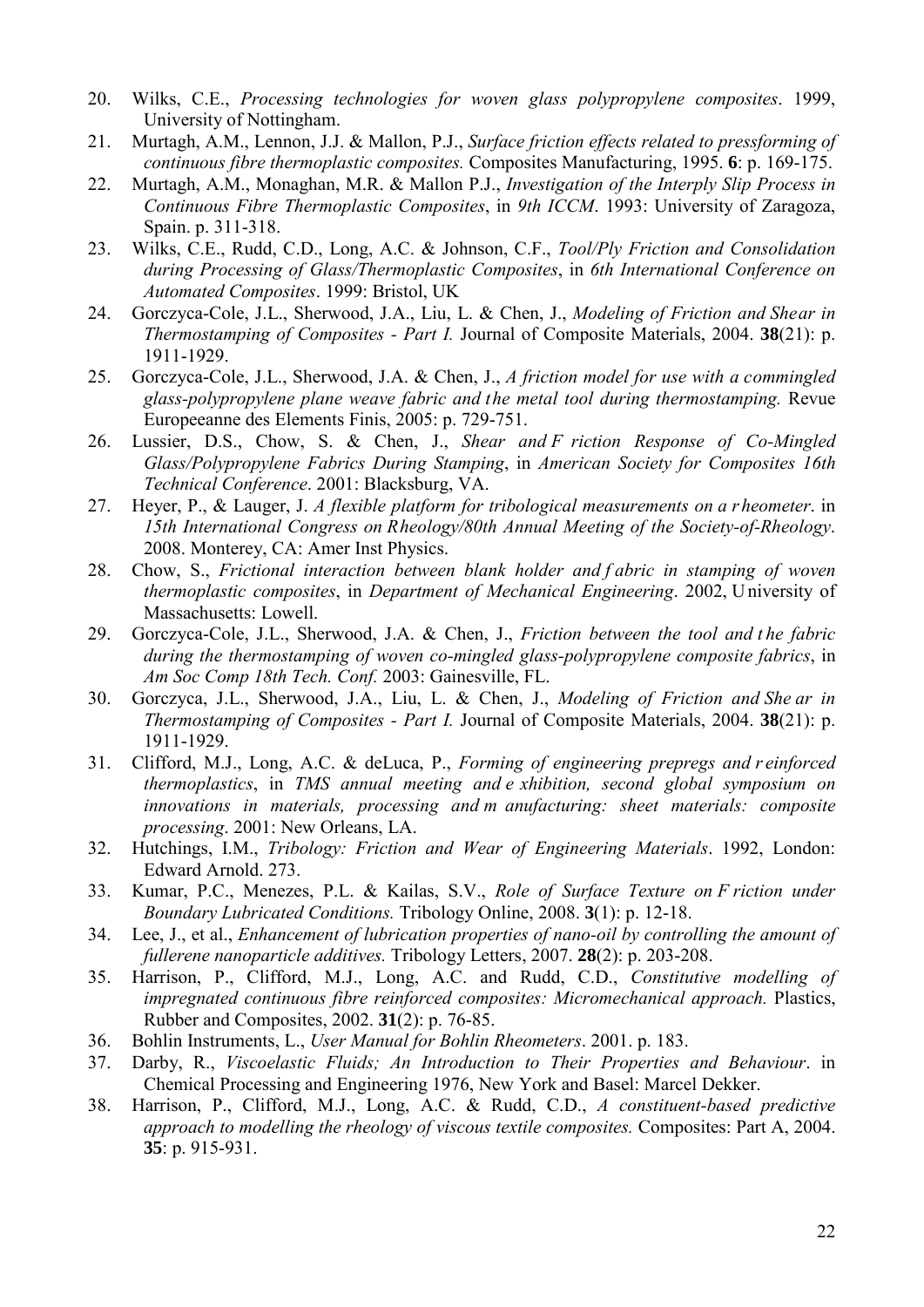20. Wilks, C.E., *Processing technologies for woven glass polypropylene composites*. 1999, University of Nottingham.
21. Murtagh, A.M., Lennon, J.J. & Mallon, P.J., *Surface friction effects related to pressforming of continuous fibre thermoplastic composites.* Composites Manufacturing, 1995. **6**: p. 169-175.
22. Murtagh, A.M., Monaghan, M.R. & Mallon P.J., *Investigation of the Interply Slip Process in Continuous Fibre Thermoplastic Composites*, in *9th ICCM*. 1993: University of Zaragoza, Spain. p. 311-318.
23. Wilks, C.E., Rudd, C.D., Long, A.C. & Johnson, C.F., *Tool/Ply Friction and Consolidation during Processing of Glass/Thermoplastic Composites*, in *6th International Conference on Automated Composites*. 1999: Bristol, UK
24. Gorczyca-Cole, J.L., Sherwood, J.A., Liu, L. & Chen, J., *Modeling of Friction and Shear in Thermostamping of Composites - Part I.* Journal of Composite Materials, 2004. **38**(21): p. 1911-1929.
25. Gorczyca-Cole, J.L., Sherwood, J.A. & Chen, J., *A friction model for use with a commingled glass-polypropylene plane weave fabric and the metal tool during thermostamping.* Revue Europeeanne des Elements Finis, 2005: p. 729-751.
26. Lussier, D.S., Chow, S. & Chen, J., *Shear and Friction Response of Co-Mingled Glass/Polypropylene Fabrics During Stamping*, in *American Society for Composites 16th Technical Conference*. 2001: Blacksburg, VA.
27. Heyer, P., & Lauger, J. *A flexible platform for tribological measurements on a rheometer*. in *15th International Congress on Rheology/80th Annual Meeting of the Society-of-Rheology*. 2008. Monterey, CA: Amer Inst Physics.
28. Chow, S., *Frictional interaction between blank holder and fabric in stamping of woven thermoplastic composites*, in *Department of Mechanical Engineering*. 2002, University of Massachusetts: Lowell.
29. Gorczyca-Cole, J.L., Sherwood, J.A. & Chen, J., *Friction between the tool and the fabric during the thermostamping of woven co-mingled glass-polypropylene composite fabrics*, in *Am Soc Comp 18th Tech. Conf.* 2003: Gainesville, FL.
30. Gorczyca, J.L., Sherwood, J.A., Liu, L. & Chen, J., *Modeling of Friction and Shear in Thermostamping of Composites - Part I.* Journal of Composite Materials, 2004. **38**(21): p. 1911-1929.
31. Clifford, M.J., Long, A.C. & deLuca, P., *Forming of engineering prepregs and reinforced thermoplastics*, in *TMS annual meeting and exhibition, second global symposium on innovations in materials, processing and manufacturing: sheet materials: composite processing*. 2001: New Orleans, LA.
32. Hutchings, I.M., *Tribology: Friction and Wear of Engineering Materials*. 1992, London: Edward Arnold. 273.
33. Kumar, P.C., Menezes, P.L. & Kailas, S.V., *Role of Surface Texture on Friction under Boundary Lubricated Conditions.* Tribology Online, 2008. **3**(1): p. 12-18.
34. Lee, J., et al., *Enhancement of lubrication properties of nano-oil by controlling the amount of fullerene nanoparticle additives.* Tribology Letters, 2007. **28**(2): p. 203-208.
35. Harrison, P., Clifford, M.J., Long, A.C. and Rudd, C.D., *Constitutive modelling of impregnated continuous fibre reinforced composites: Micromechanical approach.* Plastics, Rubber and Composites, 2002. **31**(2): p. 76-85.
36. Bohlin Instruments, L., *User Manual for Bohlin Rheometers*. 2001. p. 183.
37. Darby, R., *Viscoelastic Fluids; An Introduction to Their Properties and Behaviour*. in Chemical Processing and Engineering 1976, New York and Basel: Marcel Dekker.
38. Harrison, P., Clifford, M.J., Long, A.C. & Rudd, C.D., *A constituent-based predictive approach to modelling the rheology of viscous textile composites.* Composites: Part A, 2004. **35**: p. 915-931.